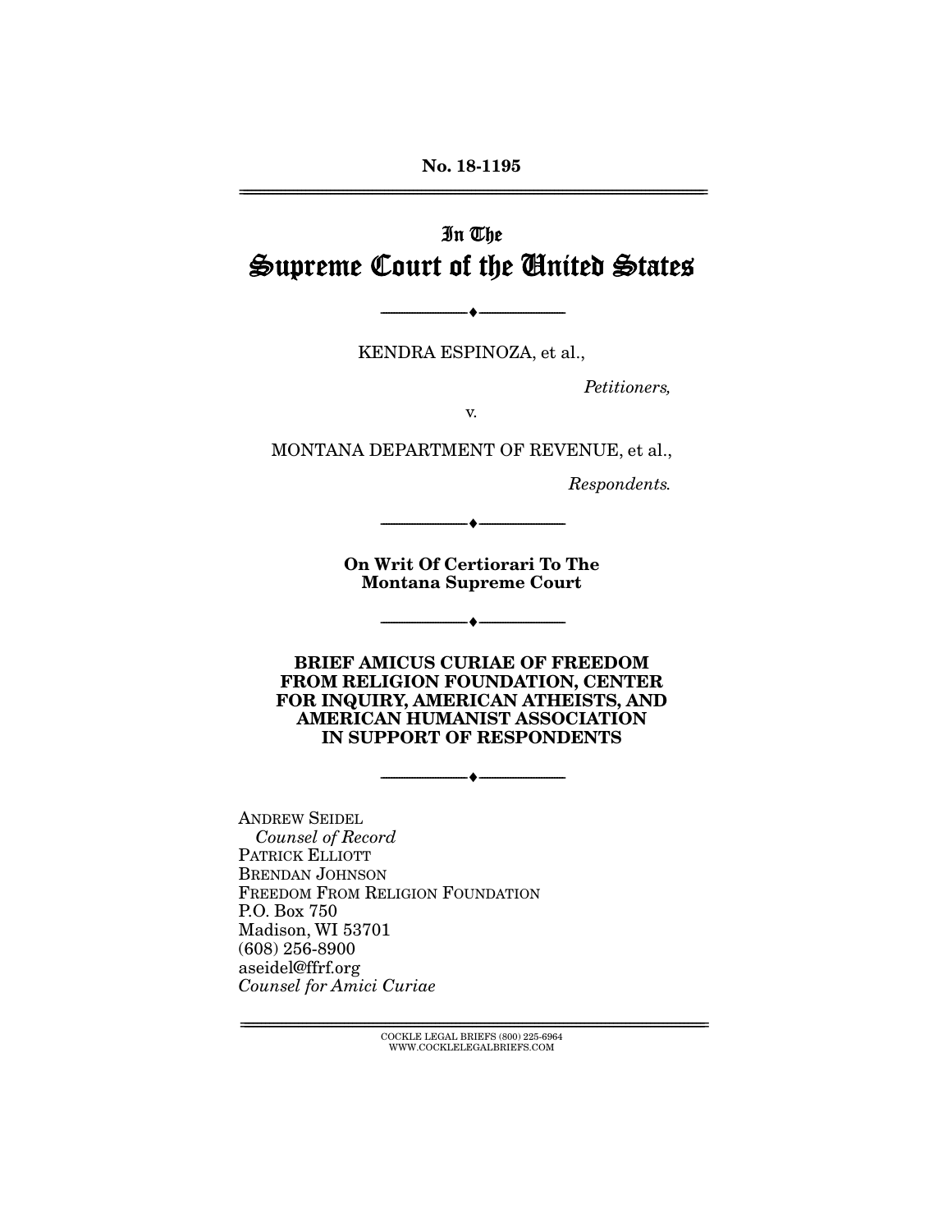No. 18-1195

# In The Supreme Court of the United States

---

KENDRA ESPINOZA, et al.,

*Petitioners,*

v.

MONTANA DEPARTMENT OF REVENUE, et al.,

*Respondents.*

---

**On Writ Of Certiorari To The Montana Supreme Court**

---

**BRIEF AMICUS CURIAE OF FREEDOM FROM RELIGION FOUNDATION, CENTER FOR INQUIRY, AMERICAN ATHEISTS, AND AMERICAN HUMANIST ASSOCIATION IN SUPPORT OF RESPONDENTS**

---

ANDREW SEIDEL
*Counsel of Record*
PATRICK ELLIOTT
BRENDAN JOHNSON
FREEDOM FROM RELIGION FOUNDATION
P.O. Box 750
Madison, WI 53701
(608) 256-8900
aseidel@ffrf.org
*Counsel for Amici Curiae*

COCKLE LEGAL BRIEFS (800) 225-6964
WWW.COCKLELEGALBRIEFS.COM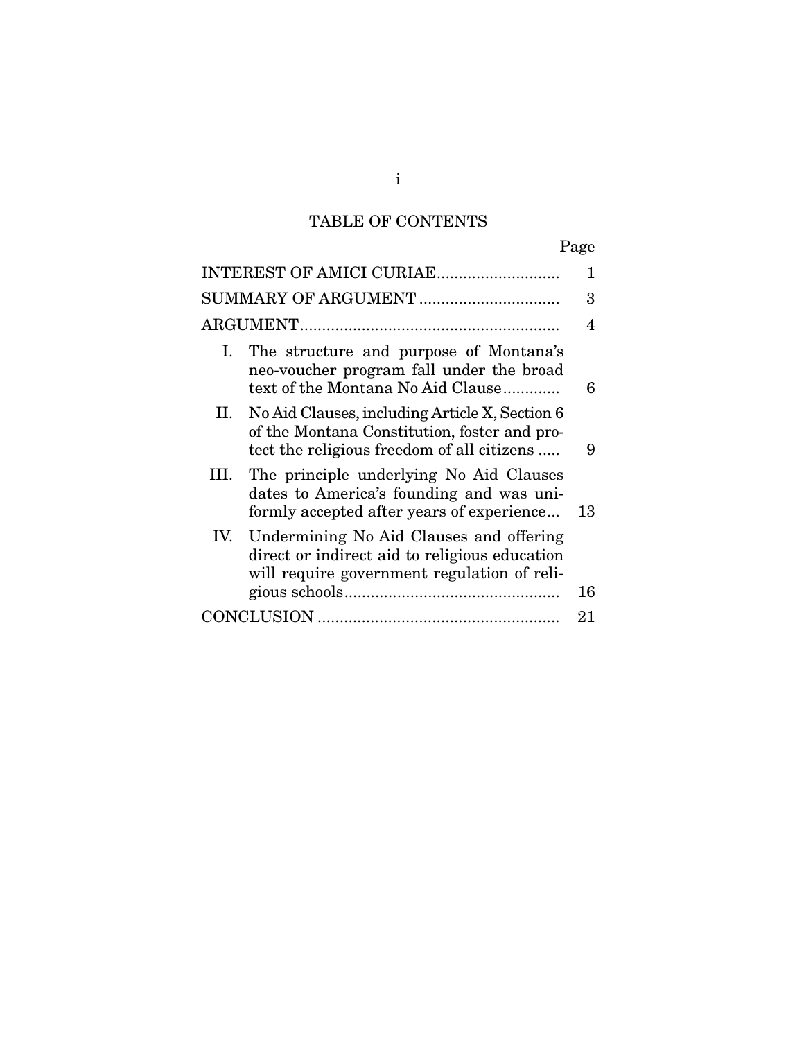# TABLE OF CONTENTS

| | Page |
|---|---|
| INTEREST OF AMICI CURIAE | 1 |
| SUMMARY OF ARGUMENT | 3 |
| ARGUMENT | 4 |
| I. The structure and purpose of Montana's neo-voucher program fall under the broad text of the Montana No Aid Clause | 6 |
| II. No Aid Clauses, including Article X, Section 6 of the Montana Constitution, foster and protect the religious freedom of all citizens | 9 |
| III. The principle underlying No Aid Clauses dates to America's founding and was uniformly accepted after years of experience | 13 |
| IV. Undermining No Aid Clauses and offering direct or indirect aid to religious education will require government regulation of religious schools | 16 |
| CONCLUSION | 21 |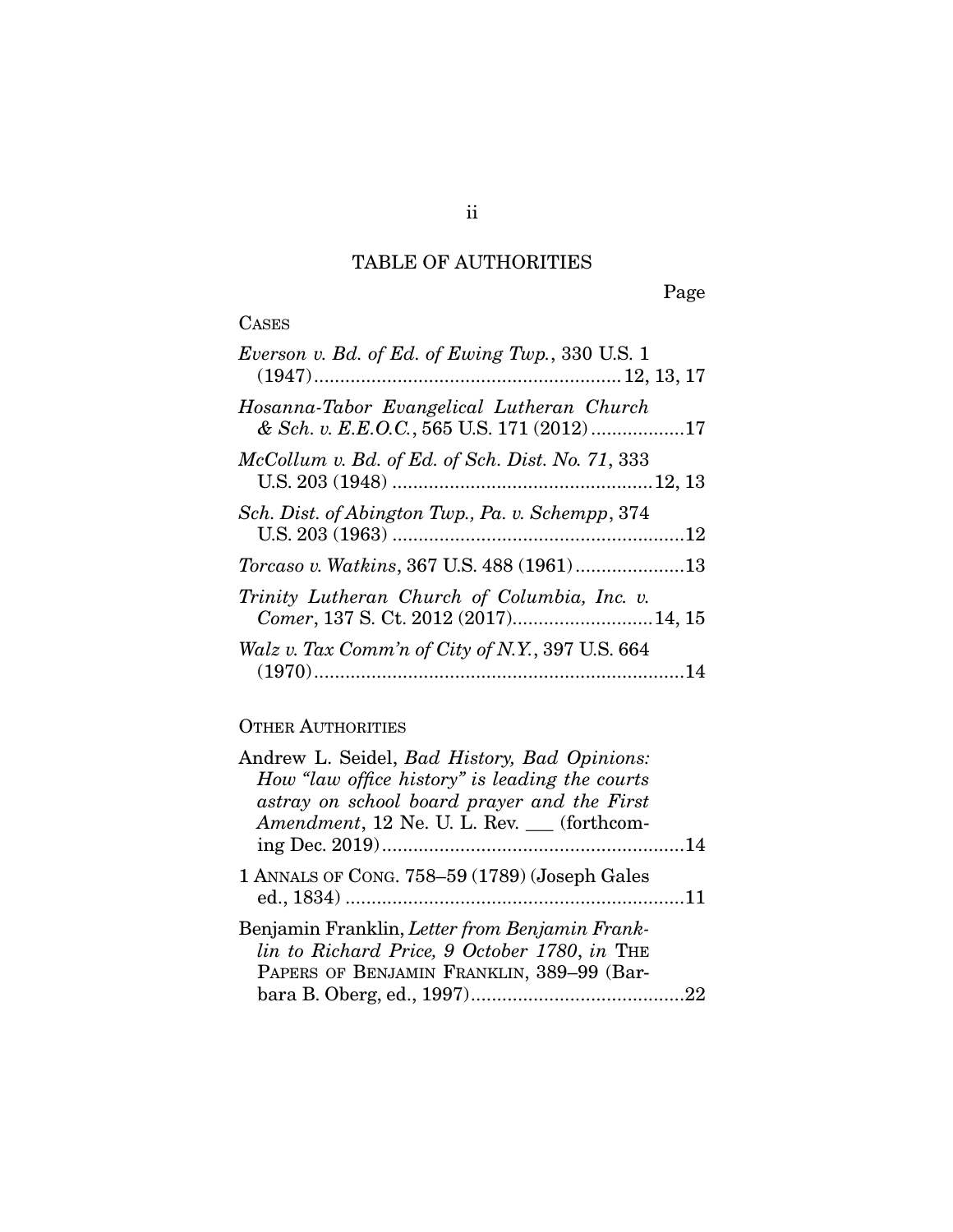# TABLE OF AUTHORITIES

Page

## CASES

*Everson v. Bd. of Ed. of Ewing Twp.*, 330 U.S. 1 (1947) .......... 12, 13, 17

*Hosanna-Tabor Evangelical Lutheran Church & Sch. v. E.E.O.C.*, 565 U.S. 171 (2012) .......... 17

*McCollum v. Bd. of Ed. of Sch. Dist. No. 71*, 333 U.S. 203 (1948) .......... 12, 13

*Sch. Dist. of Abington Twp., Pa. v. Schempp*, 374 U.S. 203 (1963) .......... 12

*Torcaso v. Watkins*, 367 U.S. 488 (1961) .......... 13

*Trinity Lutheran Church of Columbia, Inc. v. Comer*, 137 S. Ct. 2012 (2017) .......... 14, 15

*Walz v. Tax Comm'n of City of N.Y.*, 397 U.S. 664 (1970) .......... 14

## OTHER AUTHORITIES

Andrew L. Seidel, *Bad History, Bad Opinions: How "law office history" is leading the courts astray on school board prayer and the First Amendment*, 12 Ne. U. L. Rev. ___ (forthcoming Dec. 2019) .......... 14

1 ANNALS OF CONG. 758–59 (1789) (Joseph Gales ed., 1834) .......... 11

Benjamin Franklin, *Letter from Benjamin Franklin to Richard Price, 9 October 1780*, *in* THE PAPERS OF BENJAMIN FRANKLIN, 389–99 (Barbara B. Oberg, ed., 1997) .......... 22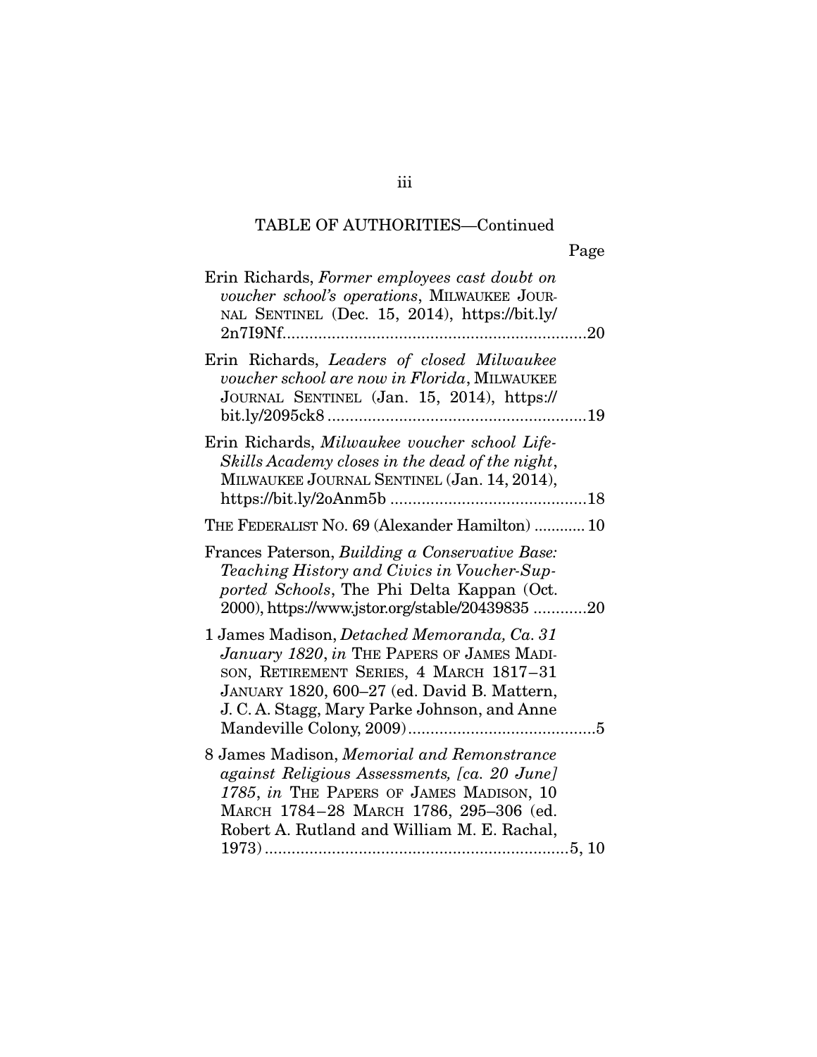TABLE OF AUTHORITIES—Continued

Page

Erin Richards, *Former employees cast doubt on voucher school's operations*, MILWAUKEE JOURNAL SENTINEL (Dec. 15, 2014), https://bit.ly/2n7I9Nf....................................................................20

Erin Richards, *Leaders of closed Milwaukee voucher school are now in Florida*, MILWAUKEE JOURNAL SENTINEL (Jan. 15, 2014), https://bit.ly/2095ck8..........................................................19

Erin Richards, *Milwaukee voucher school Life-Skills Academy closes in the dead of the night*, MILWAUKEE JOURNAL SENTINEL (Jan. 14, 2014), https://bit.ly/2oAnm5b ............................................18

THE FEDERALIST NO. 69 (Alexander Hamilton) ............ 10

Frances Paterson, *Building a Conservative Base: Teaching History and Civics in Voucher-Supported Schools*, The Phi Delta Kappan (Oct. 2000), https://www.jstor.org/stable/20439835 ............20

1 James Madison, *Detached Memoranda, Ca. 31 January 1820*, *in* THE PAPERS OF JAMES MADISON, RETIREMENT SERIES, 4 MARCH 1817–31 JANUARY 1820, 600–27 (ed. David B. Mattern, J. C. A. Stagg, Mary Parke Johnson, and Anne Mandeville Colony, 2009)..........................................5

8 James Madison, *Memorial and Remonstrance against Religious Assessments, [ca. 20 June] 1785*, *in* THE PAPERS OF JAMES MADISON, 10 MARCH 1784–28 MARCH 1786, 295–306 (ed. Robert A. Rutland and William M. E. Rachal, 1973)....................................................................5, 10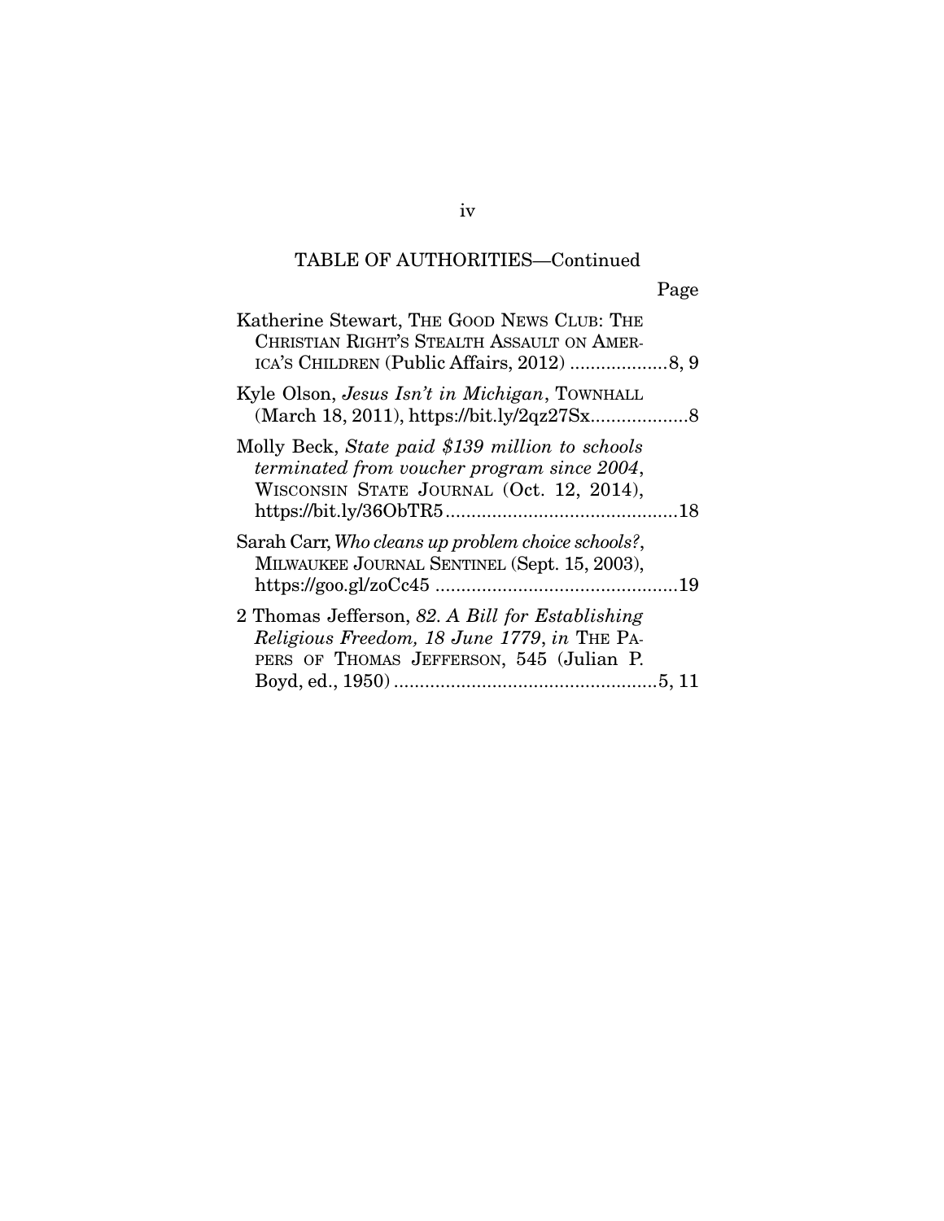TABLE OF AUTHORITIES—Continued

Page

Katherine Stewart, THE GOOD NEWS CLUB: THE CHRISTIAN RIGHT'S STEALTH ASSAULT ON AMERICA'S CHILDREN (Public Affairs, 2012) ..................8, 9

Kyle Olson, *Jesus Isn't in Michigan*, TOWNHALL (March 18, 2011), https://bit.ly/2qz27Sx..................8

Molly Beck, *State paid $139 million to schools terminated from voucher program since 2004*, WISCONSIN STATE JOURNAL (Oct. 12, 2014), https://bit.ly/36ObTR5............................................18

Sarah Carr, *Who cleans up problem choice schools?*, MILWAUKEE JOURNAL SENTINEL (Sept. 15, 2003), https://goo.gl/zoCc45 ..............................................19

2 Thomas Jefferson, *82. A Bill for Establishing Religious Freedom, 18 June 1779*, *in* THE PAPERS OF THOMAS JEFFERSON, 545 (Julian P. Boyd, ed., 1950) ..................................................5, 11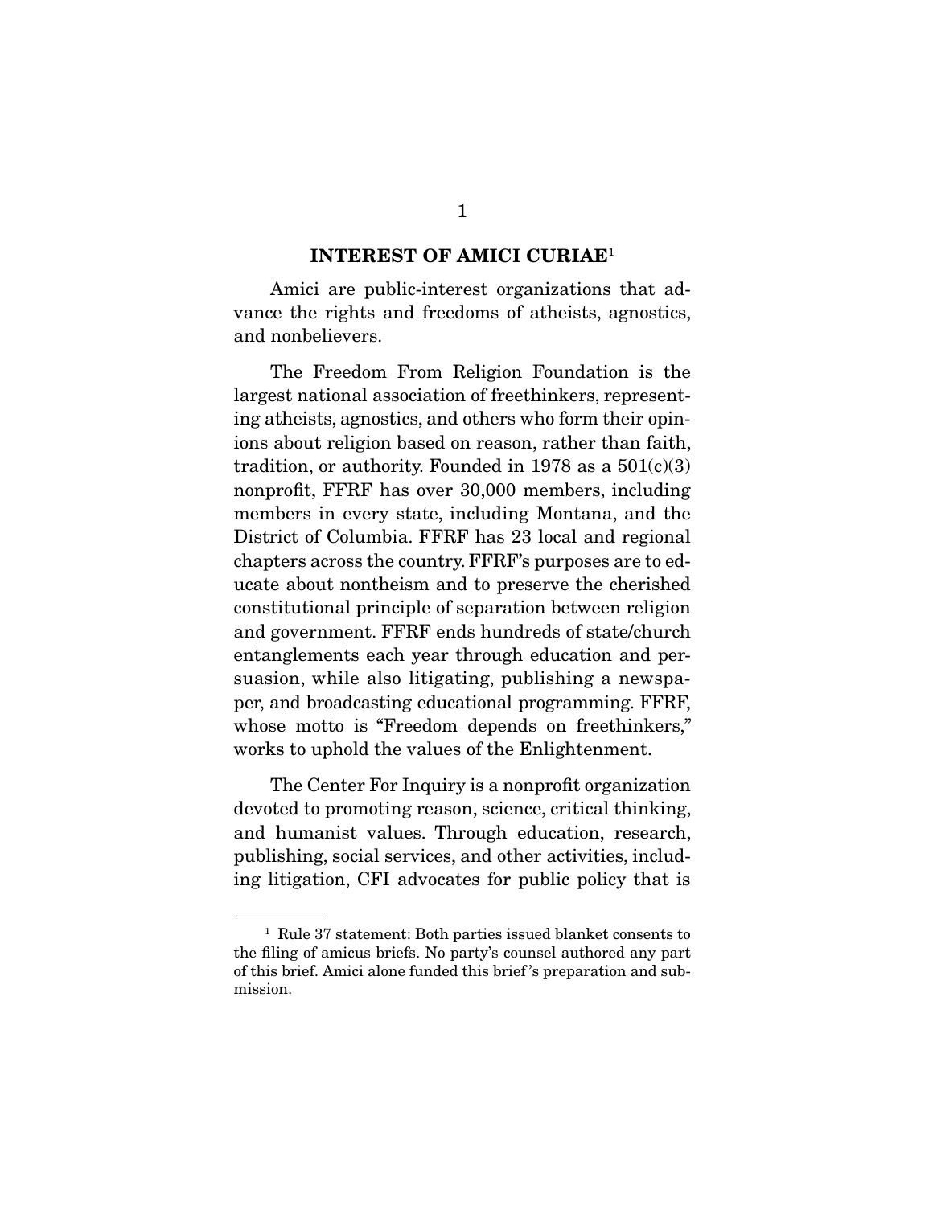## INTEREST OF AMICI CURIAE[1]

Amici are public-interest organizations that advance the rights and freedoms of atheists, agnostics, and nonbelievers.

The Freedom From Religion Foundation is the largest national association of freethinkers, representing atheists, agnostics, and others who form their opinions about religion based on reason, rather than faith, tradition, or authority. Founded in 1978 as a 501(c)(3) nonprofit, FFRF has over 30,000 members, including members in every state, including Montana, and the District of Columbia. FFRF has 23 local and regional chapters across the country. FFRF's purposes are to educate about nontheism and to preserve the cherished constitutional principle of separation between religion and government. FFRF ends hundreds of state/church entanglements each year through education and persuasion, while also litigating, publishing a newspaper, and broadcasting educational programming. FFRF, whose motto is "Freedom depends on freethinkers," works to uphold the values of the Enlightenment.

The Center For Inquiry is a nonprofit organization devoted to promoting reason, science, critical thinking, and humanist values. Through education, research, publishing, social services, and other activities, including litigation, CFI advocates for public policy that is

---

[1] Rule 37 statement: Both parties issued blanket consents to the filing of amicus briefs. No party's counsel authored any part of this brief. Amici alone funded this brief's preparation and submission.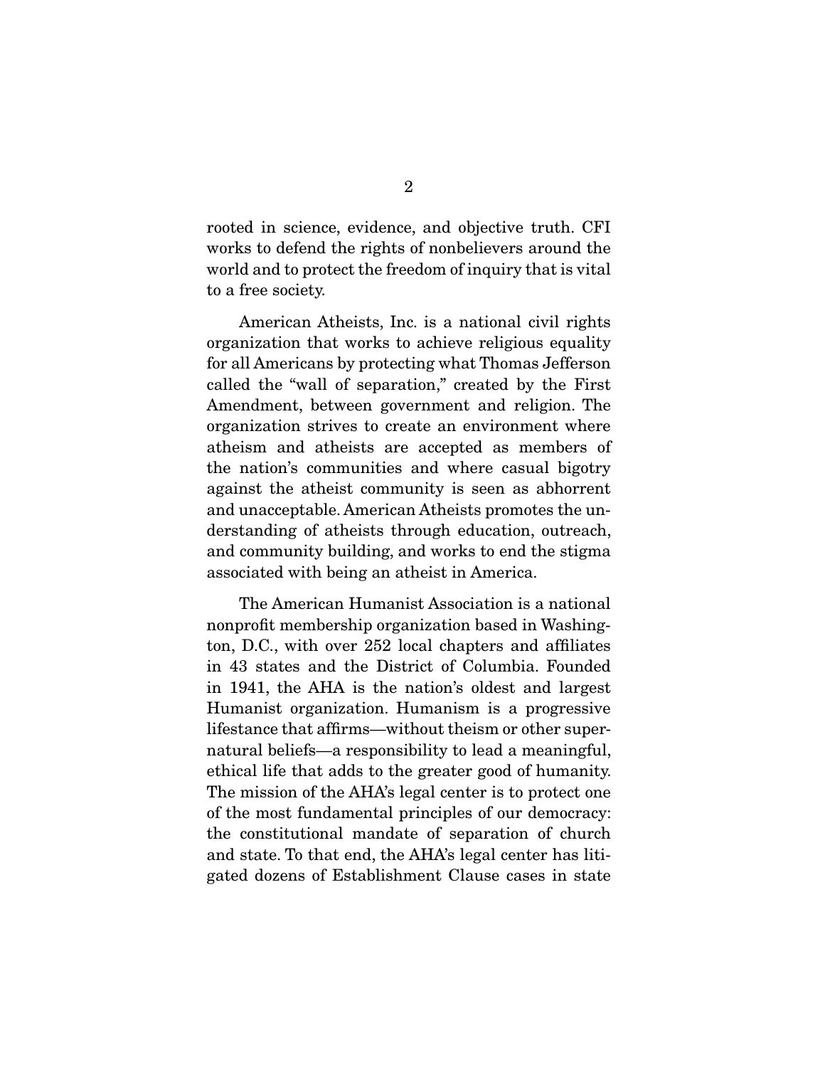rooted in science, evidence, and objective truth. CFI works to defend the rights of nonbelievers around the world and to protect the freedom of inquiry that is vital to a free society.

American Atheists, Inc. is a national civil rights organization that works to achieve religious equality for all Americans by protecting what Thomas Jefferson called the "wall of separation," created by the First Amendment, between government and religion. The organization strives to create an environment where atheism and atheists are accepted as members of the nation's communities and where casual bigotry against the atheist community is seen as abhorrent and unacceptable. American Atheists promotes the understanding of atheists through education, outreach, and community building, and works to end the stigma associated with being an atheist in America.

The American Humanist Association is a national nonprofit membership organization based in Washington, D.C., with over 252 local chapters and affiliates in 43 states and the District of Columbia. Founded in 1941, the AHA is the nation's oldest and largest Humanist organization. Humanism is a progressive lifestance that affirms—without theism or other supernatural beliefs—a responsibility to lead a meaningful, ethical life that adds to the greater good of humanity. The mission of the AHA's legal center is to protect one of the most fundamental principles of our democracy: the constitutional mandate of separation of church and state. To that end, the AHA's legal center has litigated dozens of Establishment Clause cases in state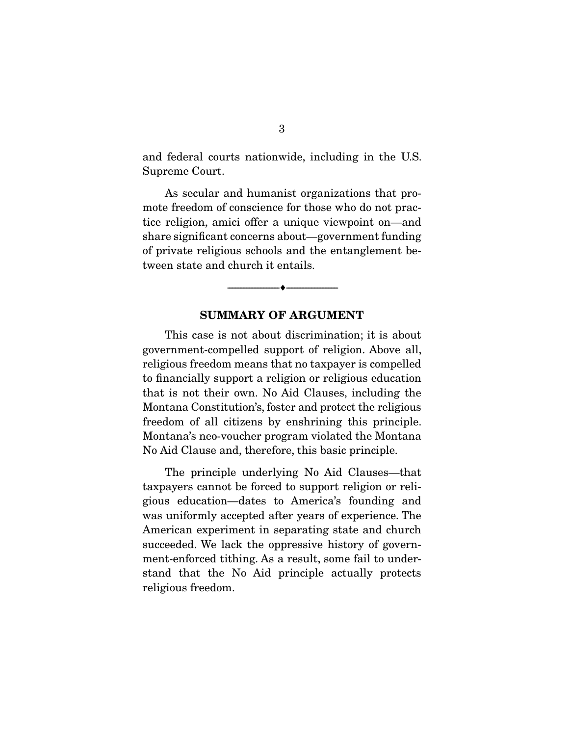and federal courts nationwide, including in the U.S. Supreme Court.

As secular and humanist organizations that promote freedom of conscience for those who do not practice religion, amici offer a unique viewpoint on—and share significant concerns about—government funding of private religious schools and the entanglement between state and church it entails.

---

## SUMMARY OF ARGUMENT

This case is not about discrimination; it is about government-compelled support of religion. Above all, religious freedom means that no taxpayer is compelled to financially support a religion or religious education that is not their own. No Aid Clauses, including the Montana Constitution's, foster and protect the religious freedom of all citizens by enshrining this principle. Montana's neo-voucher program violated the Montana No Aid Clause and, therefore, this basic principle.

The principle underlying No Aid Clauses—that taxpayers cannot be forced to support religion or religious education—dates to America's founding and was uniformly accepted after years of experience. The American experiment in separating state and church succeeded. We lack the oppressive history of government-enforced tithing. As a result, some fail to understand that the No Aid principle actually protects religious freedom.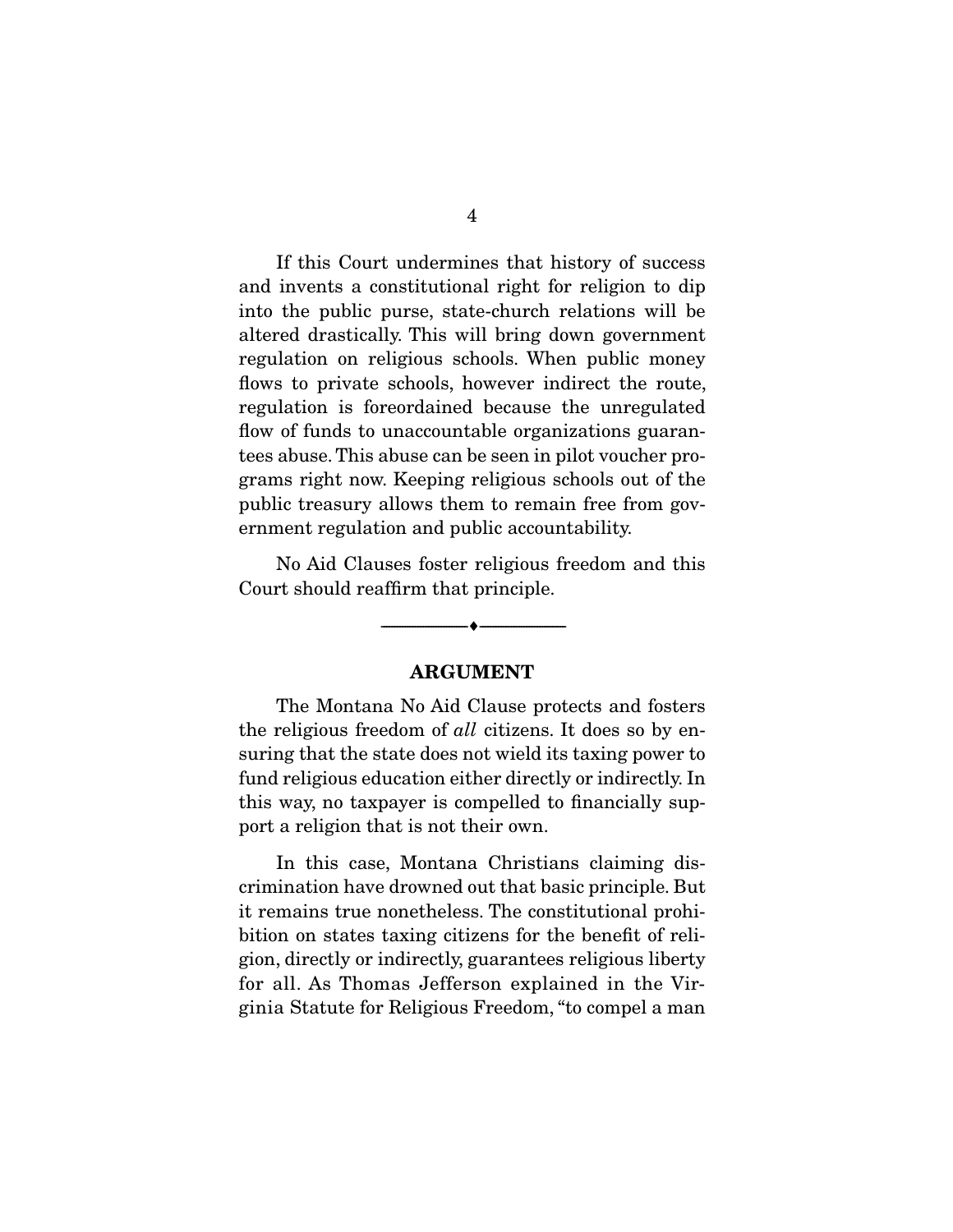If this Court undermines that history of success and invents a constitutional right for religion to dip into the public purse, state-church relations will be altered drastically. This will bring down government regulation on religious schools. When public money flows to private schools, however indirect the route, regulation is foreordained because the unregulated flow of funds to unaccountable organizations guarantees abuse. This abuse can be seen in pilot voucher programs right now. Keeping religious schools out of the public treasury allows them to remain free from government regulation and public accountability.

No Aid Clauses foster religious freedom and this Court should reaffirm that principle.

---

## ARGUMENT

The Montana No Aid Clause protects and fosters the religious freedom of *all* citizens. It does so by ensuring that the state does not wield its taxing power to fund religious education either directly or indirectly. In this way, no taxpayer is compelled to financially support a religion that is not their own.

In this case, Montana Christians claiming discrimination have drowned out that basic principle. But it remains true nonetheless. The constitutional prohibition on states taxing citizens for the benefit of religion, directly or indirectly, guarantees religious liberty for all. As Thomas Jefferson explained in the Virginia Statute for Religious Freedom, "to compel a man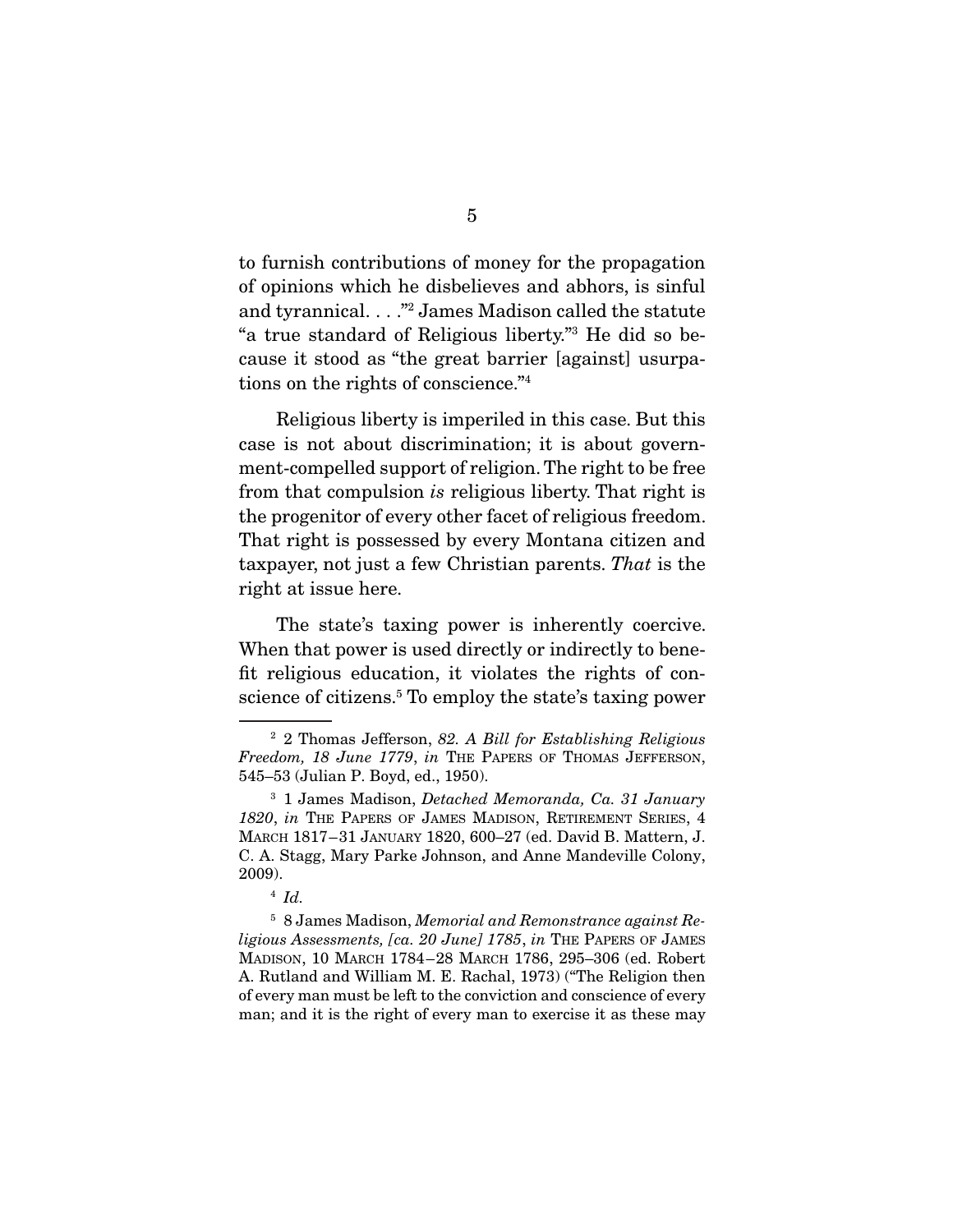to furnish contributions of money for the propagation of opinions which he disbelieves and abhors, is sinful and tyrannical. . . ."[2] James Madison called the statute "a true standard of Religious liberty."[3] He did so because it stood as "the great barrier [against] usurpations on the rights of conscience."[4]

Religious liberty is imperiled in this case. But this case is not about discrimination; it is about government-compelled support of religion. The right to be free from that compulsion *is* religious liberty. That right is the progenitor of every other facet of religious freedom. That right is possessed by every Montana citizen and taxpayer, not just a few Christian parents. *That* is the right at issue here.

The state's taxing power is inherently coercive. When that power is used directly or indirectly to benefit religious education, it violates the rights of conscience of citizens.[5] To employ the state's taxing power

---

[2] 2 Thomas Jefferson, *82. A Bill for Establishing Religious Freedom, 18 June 1779*, *in* THE PAPERS OF THOMAS JEFFERSON, 545–53 (Julian P. Boyd, ed., 1950).

[3] 1 James Madison, *Detached Memoranda, Ca. 31 January 1820*, *in* THE PAPERS OF JAMES MADISON, RETIREMENT SERIES, 4 MARCH 1817–31 JANUARY 1820, 600–27 (ed. David B. Mattern, J. C. A. Stagg, Mary Parke Johnson, and Anne Mandeville Colony, 2009).

[4] *Id.*

[5] 8 James Madison, *Memorial and Remonstrance against Religious Assessments, [ca. 20 June] 1785*, *in* THE PAPERS OF JAMES MADISON, 10 MARCH 1784–28 MARCH 1786, 295–306 (ed. Robert A. Rutland and William M. E. Rachal, 1973) ("The Religion then of every man must be left to the conviction and conscience of every man; and it is the right of every man to exercise it as these may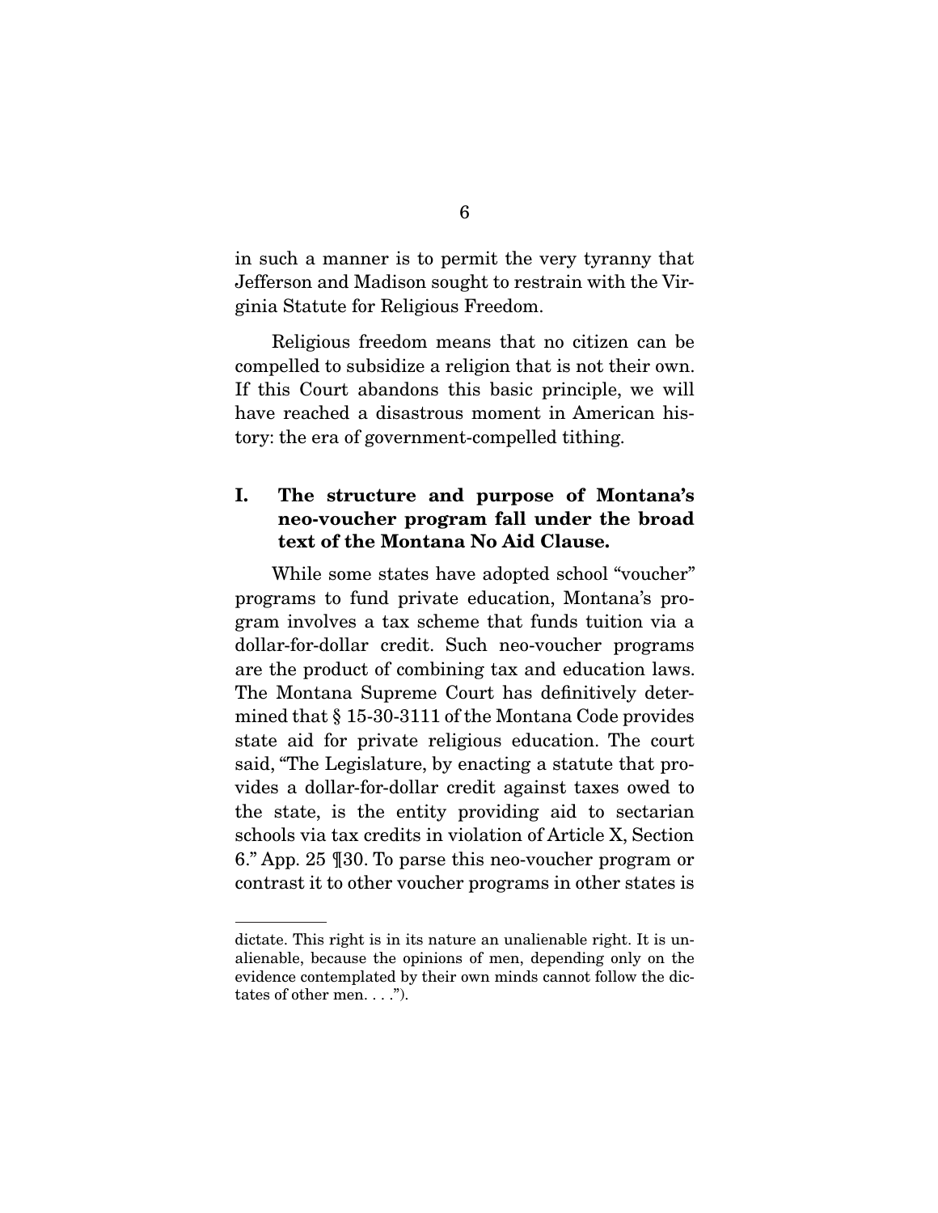in such a manner is to permit the very tyranny that Jefferson and Madison sought to restrain with the Virginia Statute for Religious Freedom.

Religious freedom means that no citizen can be compelled to subsidize a religion that is not their own. If this Court abandons this basic principle, we will have reached a disastrous moment in American history: the era of government-compelled tithing.

## I. The structure and purpose of Montana's neo-voucher program fall under the broad text of the Montana No Aid Clause.

While some states have adopted school "voucher" programs to fund private education, Montana's program involves a tax scheme that funds tuition via a dollar-for-dollar credit. Such neo-voucher programs are the product of combining tax and education laws. The Montana Supreme Court has definitively determined that § 15-30-3111 of the Montana Code provides state aid for private religious education. The court said, "The Legislature, by enacting a statute that provides a dollar-for-dollar credit against taxes owed to the state, is the entity providing aid to sectarian schools via tax credits in violation of Article X, Section 6." App. 25 ¶30. To parse this neo-voucher program or contrast it to other voucher programs in other states is

---

dictate. This right is in its nature an unalienable right. It is unalienable, because the opinions of men, depending only on the evidence contemplated by their own minds cannot follow the dictates of other men. . . .").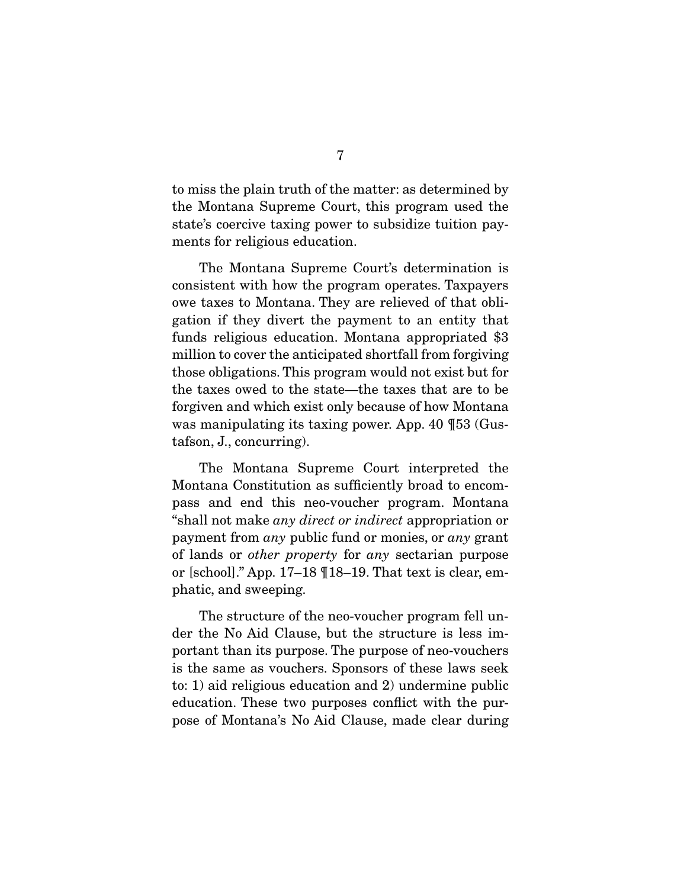to miss the plain truth of the matter: as determined by the Montana Supreme Court, this program used the state's coercive taxing power to subsidize tuition payments for religious education.

The Montana Supreme Court's determination is consistent with how the program operates. Taxpayers owe taxes to Montana. They are relieved of that obligation if they divert the payment to an entity that funds religious education. Montana appropriated $3 million to cover the anticipated shortfall from forgiving those obligations. This program would not exist but for the taxes owed to the state—the taxes that are to be forgiven and which exist only because of how Montana was manipulating its taxing power. App. 40 ¶53 (Gustafson, J., concurring).

The Montana Supreme Court interpreted the Montana Constitution as sufficiently broad to encompass and end this neo-voucher program. Montana "shall not make *any direct or indirect* appropriation or payment from *any* public fund or monies, or *any* grant of lands or *other property* for *any* sectarian purpose or [school]." App. 17–18 ¶18–19. That text is clear, emphatic, and sweeping.

The structure of the neo-voucher program fell under the No Aid Clause, but the structure is less important than its purpose. The purpose of neo-vouchers is the same as vouchers. Sponsors of these laws seek to: 1) aid religious education and 2) undermine public education. These two purposes conflict with the purpose of Montana's No Aid Clause, made clear during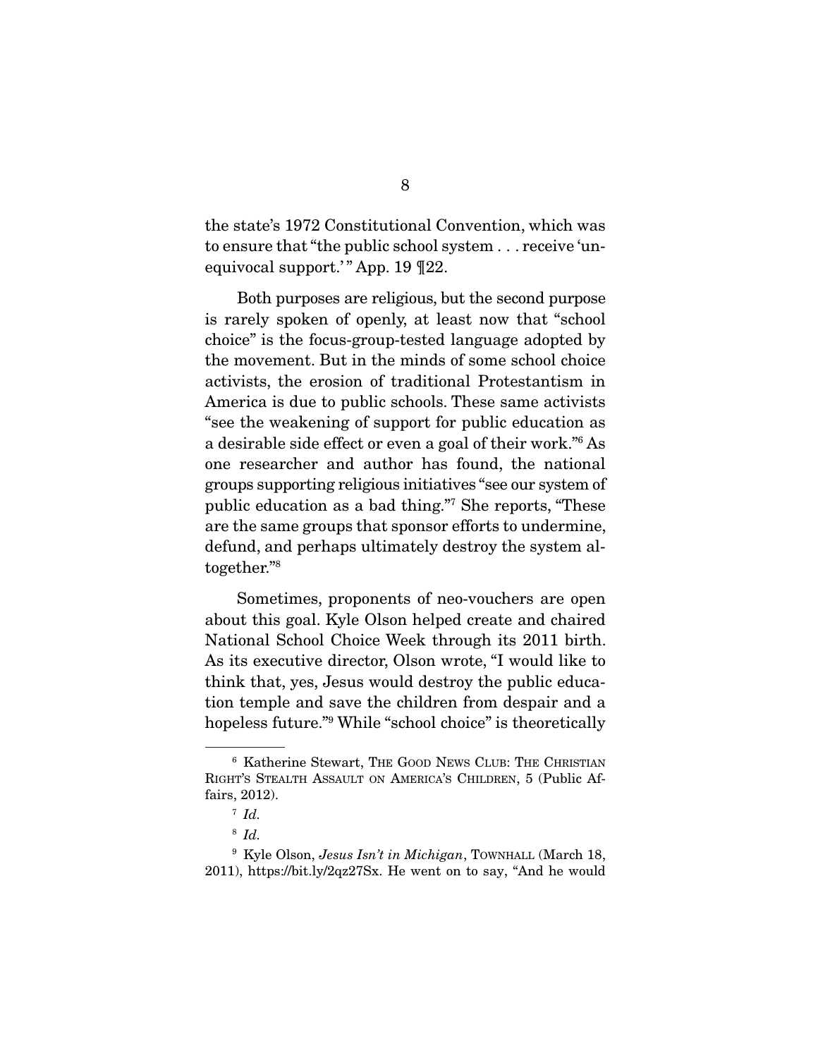the state's 1972 Constitutional Convention, which was to ensure that "the public school system . . . receive 'unequivocal support.'" App. 19 ¶22.

Both purposes are religious, but the second purpose is rarely spoken of openly, at least now that "school choice" is the focus-group-tested language adopted by the movement. But in the minds of some school choice activists, the erosion of traditional Protestantism in America is due to public schools. These same activists "see the weakening of support for public education as a desirable side effect or even a goal of their work."[6] As one researcher and author has found, the national groups supporting religious initiatives "see our system of public education as a bad thing."[7] She reports, "These are the same groups that sponsor efforts to undermine, defund, and perhaps ultimately destroy the system altogether."[8]

Sometimes, proponents of neo-vouchers are open about this goal. Kyle Olson helped create and chaired National School Choice Week through its 2011 birth. As its executive director, Olson wrote, "I would like to think that, yes, Jesus would destroy the public education temple and save the children from despair and a hopeless future."[9] While "school choice" is theoretically

---

[6] Katherine Stewart, THE GOOD NEWS CLUB: THE CHRISTIAN RIGHT'S STEALTH ASSAULT ON AMERICA'S CHILDREN, 5 (Public Affairs, 2012).

[7] *Id.*

[8] *Id.*

[9] Kyle Olson, *Jesus Isn't in Michigan*, TOWNHALL (March 18, 2011), https://bit.ly/2qz27Sx. He went on to say, "And he would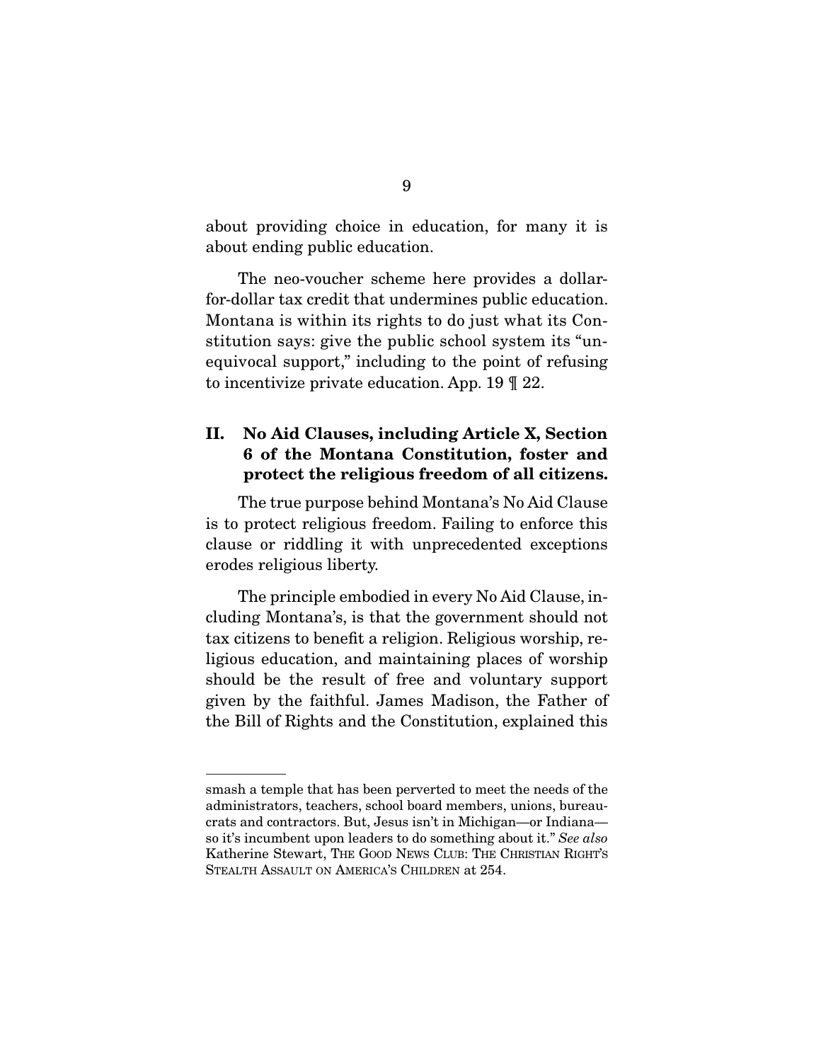about providing choice in education, for many it is about ending public education.

The neo-voucher scheme here provides a dollar-for-dollar tax credit that undermines public education. Montana is within its rights to do just what its Constitution says: give the public school system its "unequivocal support," including to the point of refusing to incentivize private education. App. 19 ¶ 22.

## II. No Aid Clauses, including Article X, Section 6 of the Montana Constitution, foster and protect the religious freedom of all citizens.

The true purpose behind Montana's No Aid Clause is to protect religious freedom. Failing to enforce this clause or riddling it with unprecedented exceptions erodes religious liberty.

The principle embodied in every No Aid Clause, including Montana's, is that the government should not tax citizens to benefit a religion. Religious worship, religious education, and maintaining places of worship should be the result of free and voluntary support given by the faithful. James Madison, the Father of the Bill of Rights and the Constitution, explained this

---

smash a temple that has been perverted to meet the needs of the administrators, teachers, school board members, unions, bureaucrats and contractors. But, Jesus isn't in Michigan—or Indiana—so it's incumbent upon leaders to do something about it." *See also* Katherine Stewart, THE GOOD NEWS CLUB: THE CHRISTIAN RIGHT'S STEALTH ASSAULT ON AMERICA'S CHILDREN at 254.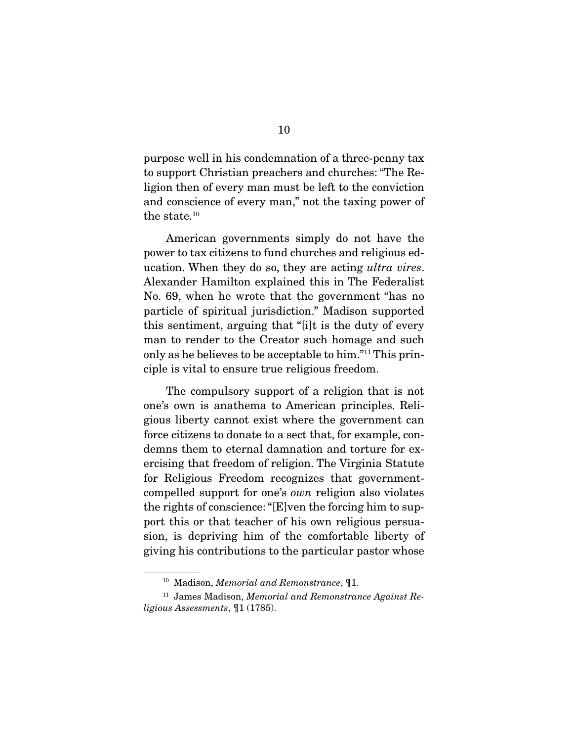purpose well in his condemnation of a three-penny tax to support Christian preachers and churches: "The Religion then of every man must be left to the conviction and conscience of every man," not the taxing power of the state.[10]

American governments simply do not have the power to tax citizens to fund churches and religious education. When they do so, they are acting *ultra vires*. Alexander Hamilton explained this in The Federalist No. 69, when he wrote that the government "has no particle of spiritual jurisdiction." Madison supported this sentiment, arguing that "[i]t is the duty of every man to render to the Creator such homage and such only as he believes to be acceptable to him."[11] This principle is vital to ensure true religious freedom.

The compulsory support of a religion that is not one's own is anathema to American principles. Religious liberty cannot exist where the government can force citizens to donate to a sect that, for example, condemns them to eternal damnation and torture for exercising that freedom of religion. The Virginia Statute for Religious Freedom recognizes that government-compelled support for one's *own* religion also violates the rights of conscience: "[E]ven the forcing him to support this or that teacher of his own religious persuasion, is depriving him of the comfortable liberty of giving his contributions to the particular pastor whose

---

[10] Madison, *Memorial and Remonstrance*, ¶1.

[11] James Madison, *Memorial and Remonstrance Against Religious Assessments*, ¶1 (1785).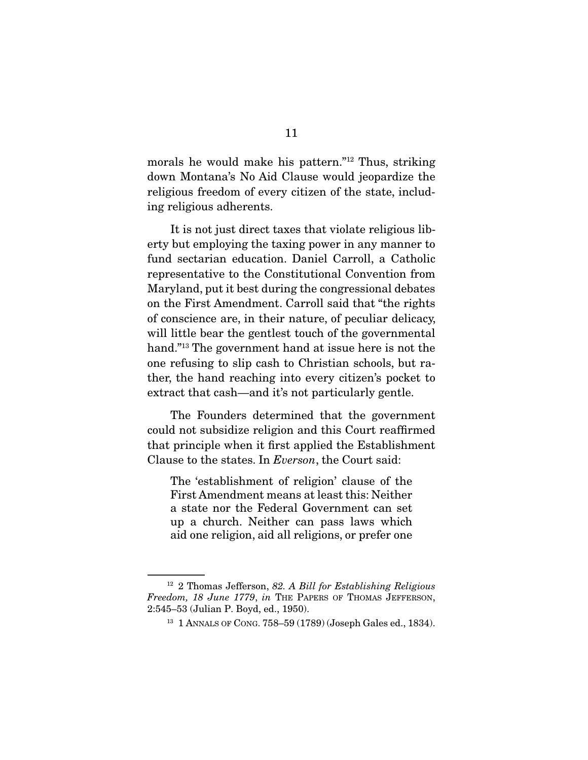morals he would make his pattern."[12] Thus, striking down Montana's No Aid Clause would jeopardize the religious freedom of every citizen of the state, including religious adherents.

It is not just direct taxes that violate religious liberty but employing the taxing power in any manner to fund sectarian education. Daniel Carroll, a Catholic representative to the Constitutional Convention from Maryland, put it best during the congressional debates on the First Amendment. Carroll said that "the rights of conscience are, in their nature, of peculiar delicacy, will little bear the gentlest touch of the governmental hand."[13] The government hand at issue here is not the one refusing to slip cash to Christian schools, but rather, the hand reaching into every citizen's pocket to extract that cash—and it's not particularly gentle.

The Founders determined that the government could not subsidize religion and this Court reaffirmed that principle when it first applied the Establishment Clause to the states. In *Everson*, the Court said:

> The 'establishment of religion' clause of the First Amendment means at least this: Neither a state nor the Federal Government can set up a church. Neither can pass laws which aid one religion, aid all religions, or prefer one

---

[12] 2 Thomas Jefferson, *82. A Bill for Establishing Religious Freedom, 18 June 1779*, *in* THE PAPERS OF THOMAS JEFFERSON, 2:545–53 (Julian P. Boyd, ed., 1950).

[13] 1 ANNALS OF CONG. 758–59 (1789) (Joseph Gales ed., 1834).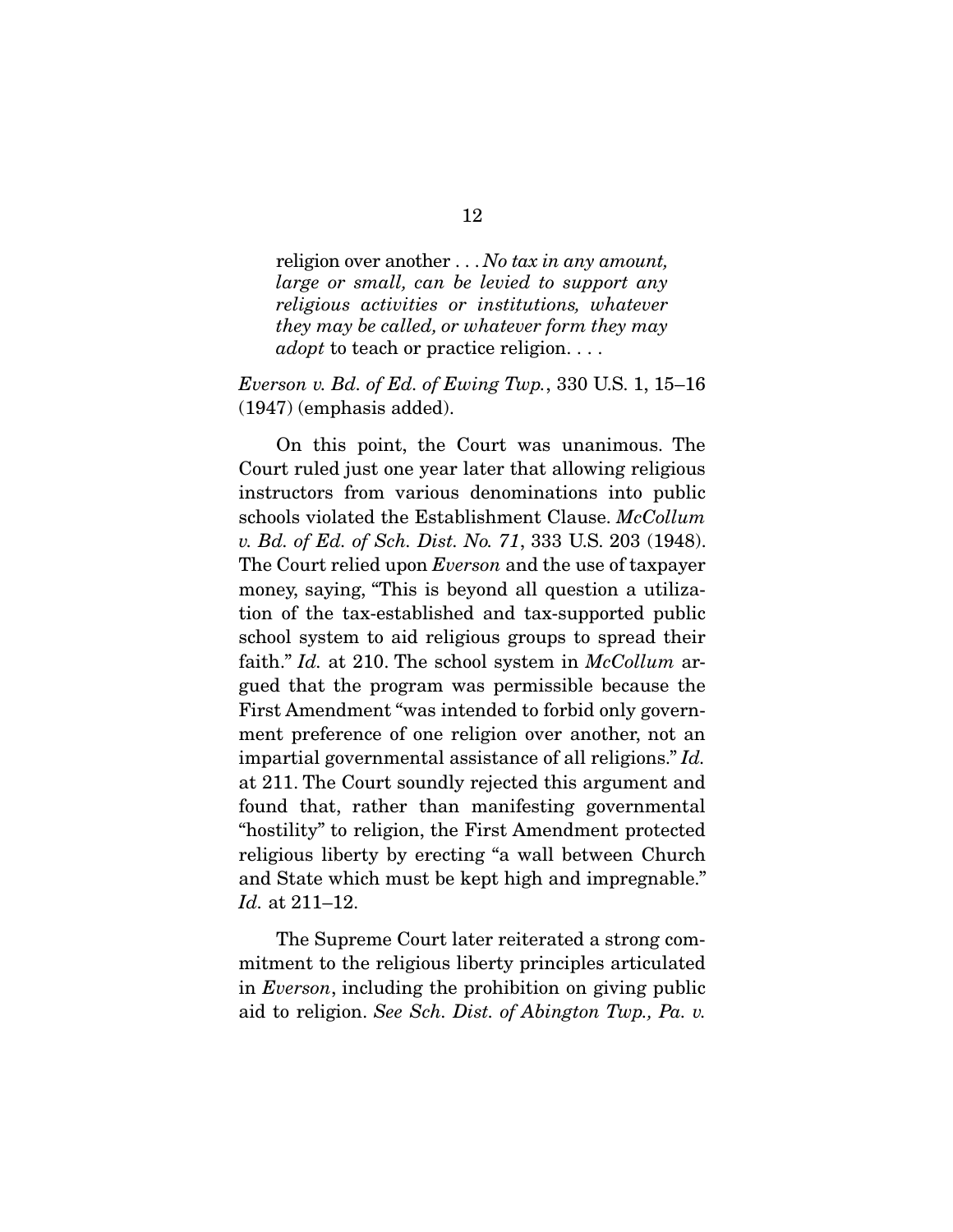> religion over another . . . *No tax in any amount, large or small, can be levied to support any religious activities or institutions, whatever they may be called, or whatever form they may adopt* to teach or practice religion. . . .

*Everson v. Bd. of Ed. of Ewing Twp.*, 330 U.S. 1, 15–16 (1947) (emphasis added).

On this point, the Court was unanimous. The Court ruled just one year later that allowing religious instructors from various denominations into public schools violated the Establishment Clause. *McCollum v. Bd. of Ed. of Sch. Dist. No. 71*, 333 U.S. 203 (1948). The Court relied upon *Everson* and the use of taxpayer money, saying, "This is beyond all question a utilization of the tax-established and tax-supported public school system to aid religious groups to spread their faith." *Id.* at 210. The school system in *McCollum* argued that the program was permissible because the First Amendment "was intended to forbid only government preference of one religion over another, not an impartial governmental assistance of all religions." *Id.* at 211. The Court soundly rejected this argument and found that, rather than manifesting governmental "hostility" to religion, the First Amendment protected religious liberty by erecting "a wall between Church and State which must be kept high and impregnable." *Id.* at 211–12.

The Supreme Court later reiterated a strong commitment to the religious liberty principles articulated in *Everson*, including the prohibition on giving public aid to religion. *See Sch. Dist. of Abington Twp., Pa. v.*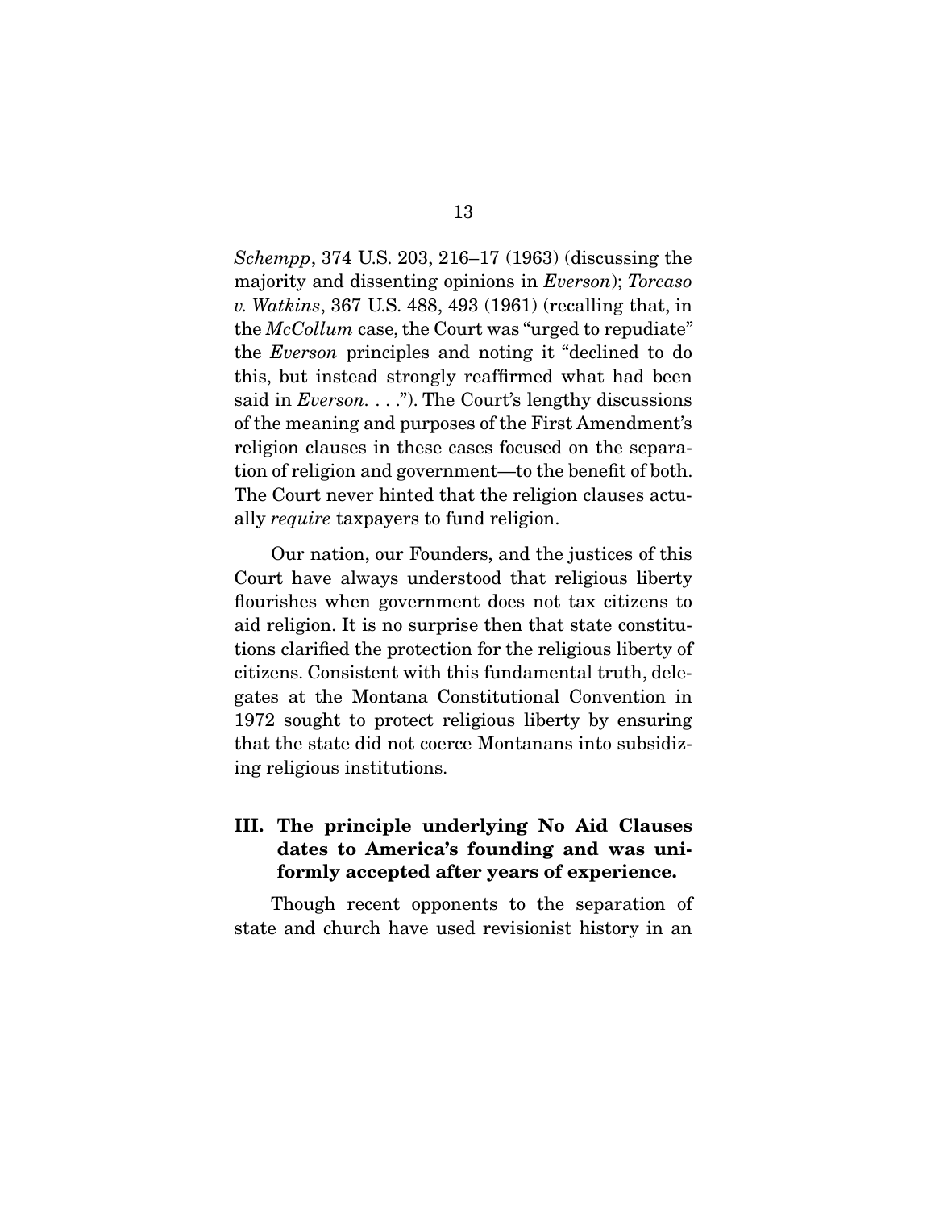*Schempp*, 374 U.S. 203, 216–17 (1963) (discussing the majority and dissenting opinions in *Everson*); *Torcaso v. Watkins*, 367 U.S. 488, 493 (1961) (recalling that, in the *McCollum* case, the Court was "urged to repudiate" the *Everson* principles and noting it "declined to do this, but instead strongly reaffirmed what had been said in *Everson*. . . ."). The Court's lengthy discussions of the meaning and purposes of the First Amendment's religion clauses in these cases focused on the separation of religion and government—to the benefit of both. The Court never hinted that the religion clauses actually *require* taxpayers to fund religion.

Our nation, our Founders, and the justices of this Court have always understood that religious liberty flourishes when government does not tax citizens to aid religion. It is no surprise then that state constitutions clarified the protection for the religious liberty of citizens. Consistent with this fundamental truth, delegates at the Montana Constitutional Convention in 1972 sought to protect religious liberty by ensuring that the state did not coerce Montanans into subsidizing religious institutions.

### III. The principle underlying No Aid Clauses dates to America's founding and was uniformly accepted after years of experience.

Though recent opponents to the separation of state and church have used revisionist history in an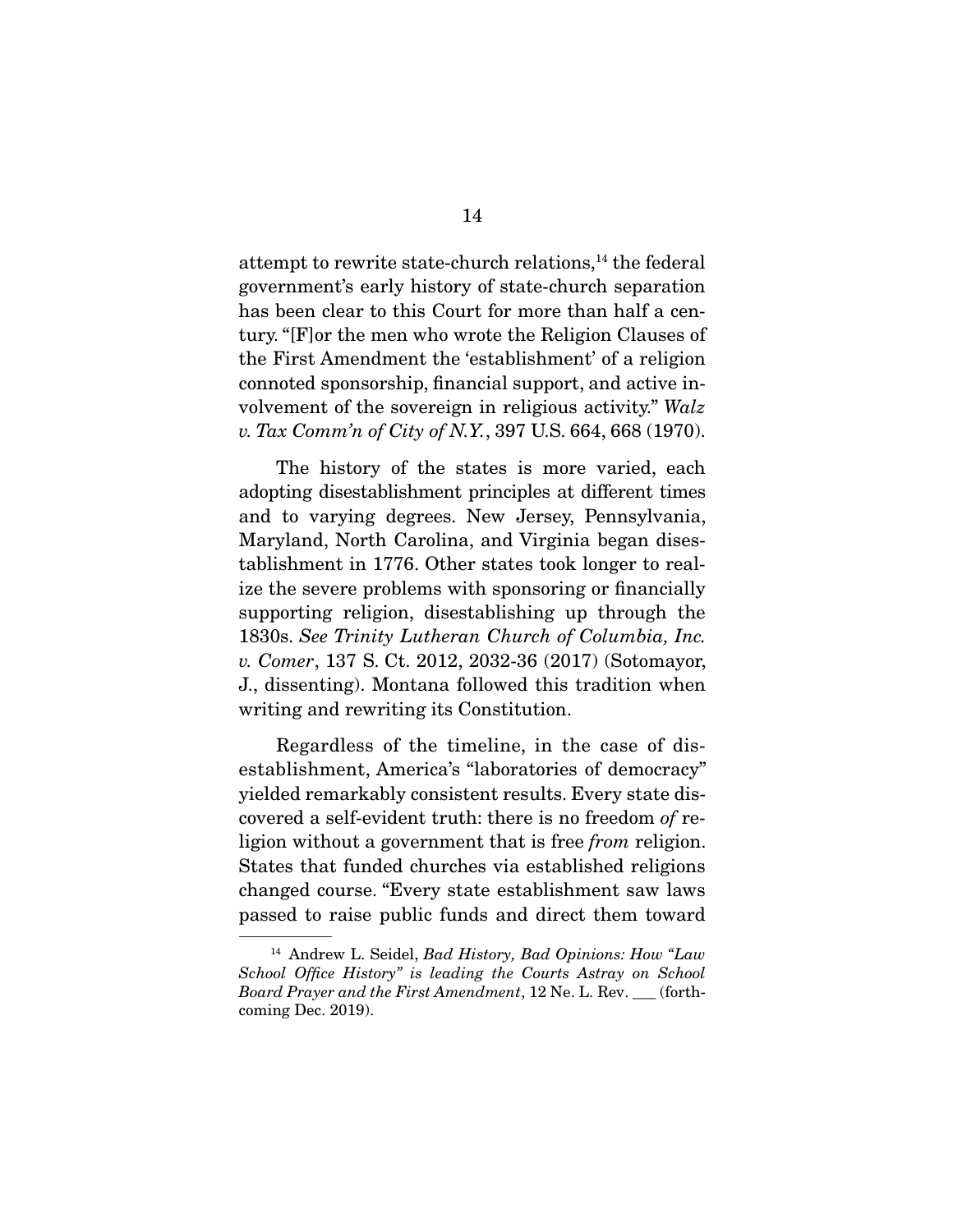attempt to rewrite state-church relations,[14] the federal government's early history of state-church separation has been clear to this Court for more than half a century. "[F]or the men who wrote the Religion Clauses of the First Amendment the 'establishment' of a religion connoted sponsorship, financial support, and active involvement of the sovereign in religious activity." *Walz v. Tax Comm'n of City of N.Y.*, 397 U.S. 664, 668 (1970).

The history of the states is more varied, each adopting disestablishment principles at different times and to varying degrees. New Jersey, Pennsylvania, Maryland, North Carolina, and Virginia began disestablishment in 1776. Other states took longer to realize the severe problems with sponsoring or financially supporting religion, disestablishing up through the 1830s. *See Trinity Lutheran Church of Columbia, Inc. v. Comer*, 137 S. Ct. 2012, 2032-36 (2017) (Sotomayor, J., dissenting). Montana followed this tradition when writing and rewriting its Constitution.

Regardless of the timeline, in the case of disestablishment, America's "laboratories of democracy" yielded remarkably consistent results. Every state discovered a self-evident truth: there is no freedom *of* religion without a government that is free *from* religion. States that funded churches via established religions changed course. "Every state establishment saw laws passed to raise public funds and direct them toward

---

[14] Andrew L. Seidel, *Bad History, Bad Opinions: How "Law School Office History" is leading the Courts Astray on School Board Prayer and the First Amendment*, 12 Ne. L. Rev. ___ (forthcoming Dec. 2019).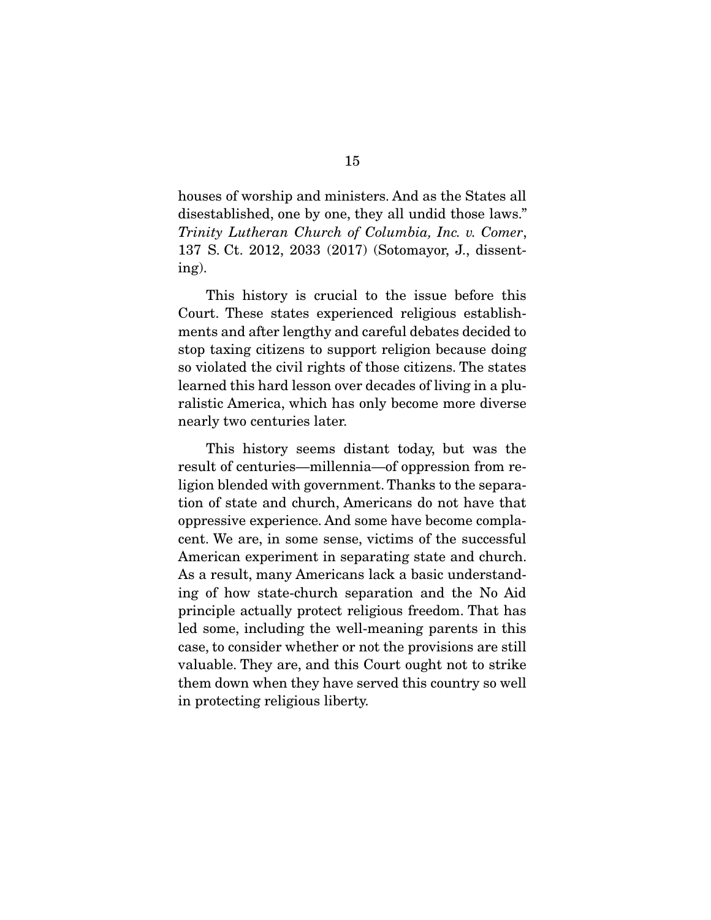houses of worship and ministers. And as the States all disestablished, one by one, they all undid those laws." *Trinity Lutheran Church of Columbia, Inc. v. Comer*, 137 S. Ct. 2012, 2033 (2017) (Sotomayor, J., dissenting).

This history is crucial to the issue before this Court. These states experienced religious establishments and after lengthy and careful debates decided to stop taxing citizens to support religion because doing so violated the civil rights of those citizens. The states learned this hard lesson over decades of living in a pluralistic America, which has only become more diverse nearly two centuries later.

This history seems distant today, but was the result of centuries—millennia—of oppression from religion blended with government. Thanks to the separation of state and church, Americans do not have that oppressive experience. And some have become complacent. We are, in some sense, victims of the successful American experiment in separating state and church. As a result, many Americans lack a basic understanding of how state-church separation and the No Aid principle actually protect religious freedom. That has led some, including the well-meaning parents in this case, to consider whether or not the provisions are still valuable. They are, and this Court ought not to strike them down when they have served this country so well in protecting religious liberty.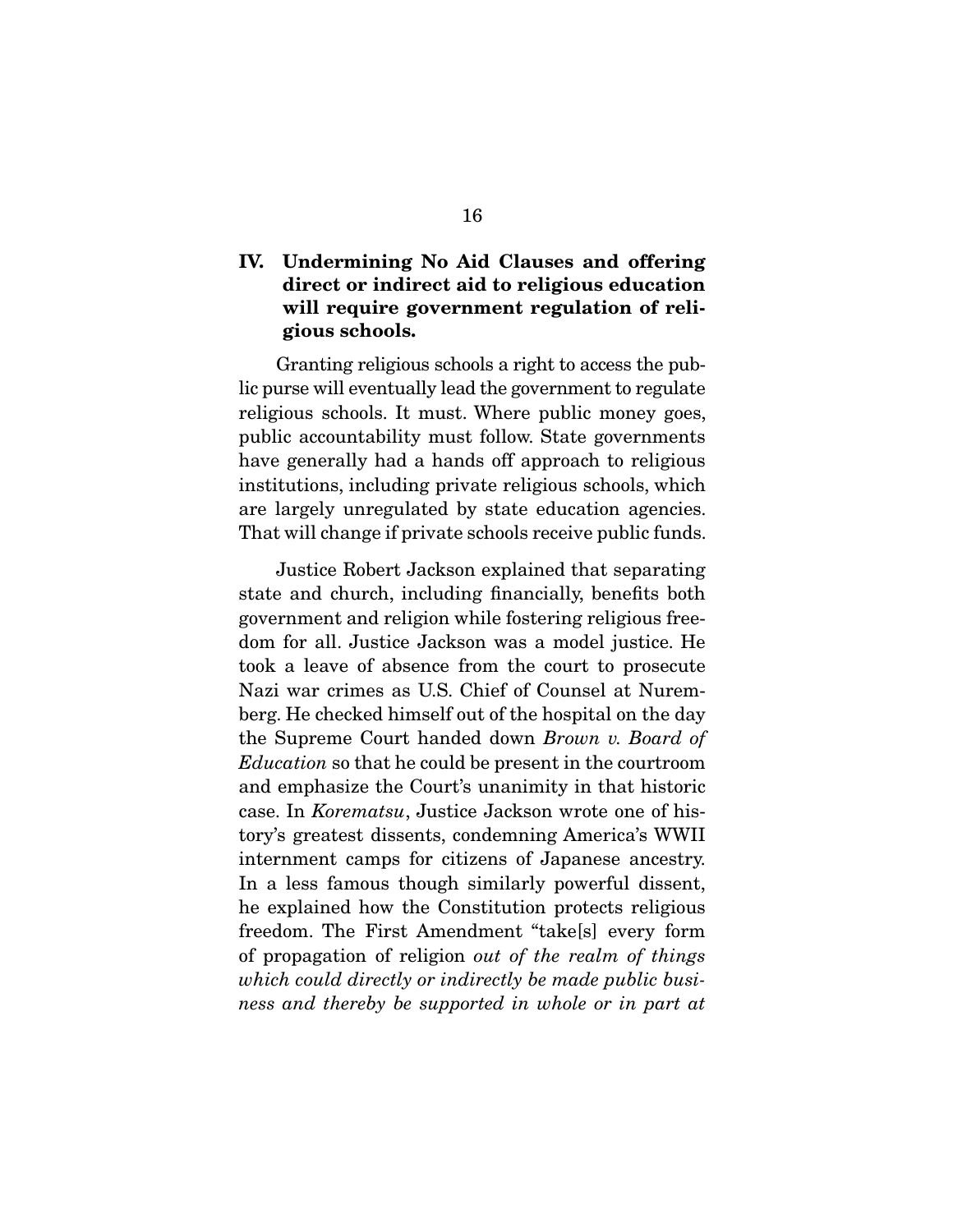## IV. Undermining No Aid Clauses and offering direct or indirect aid to religious education will require government regulation of religious schools.

Granting religious schools a right to access the public purse will eventually lead the government to regulate religious schools. It must. Where public money goes, public accountability must follow. State governments have generally had a hands off approach to religious institutions, including private religious schools, which are largely unregulated by state education agencies. That will change if private schools receive public funds.

Justice Robert Jackson explained that separating state and church, including financially, benefits both government and religion while fostering religious freedom for all. Justice Jackson was a model justice. He took a leave of absence from the court to prosecute Nazi war crimes as U.S. Chief of Counsel at Nuremberg. He checked himself out of the hospital on the day the Supreme Court handed down *Brown v. Board of Education* so that he could be present in the courtroom and emphasize the Court's unanimity in that historic case. In *Korematsu*, Justice Jackson wrote one of history's greatest dissents, condemning America's WWII internment camps for citizens of Japanese ancestry. In a less famous though similarly powerful dissent, he explained how the Constitution protects religious freedom. The First Amendment "take[s] every form of propagation of religion *out of the realm of things which could directly or indirectly be made public business and thereby be supported in whole or in part at*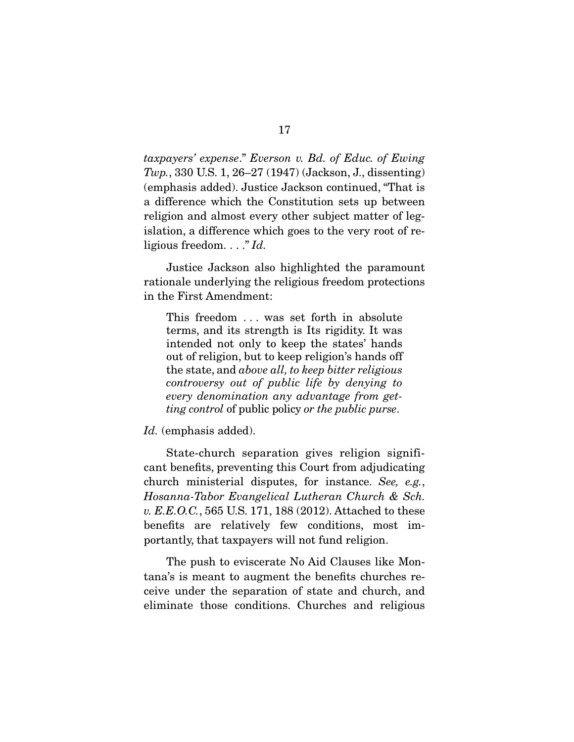*taxpayers' expense*." *Everson v. Bd. of Educ. of Ewing Twp.*, 330 U.S. 1, 26–27 (1947) (Jackson, J., dissenting) (emphasis added). Justice Jackson continued, "That is a difference which the Constitution sets up between religion and almost every other subject matter of legislation, a difference which goes to the very root of religious freedom. . . ." *Id.*

Justice Jackson also highlighted the paramount rationale underlying the religious freedom protections in the First Amendment:

> This freedom . . . was set forth in absolute terms, and its strength is Its rigidity. It was intended not only to keep the states' hands out of religion, but to keep religion's hands off the state, and *above all, to keep bitter religious controversy out of public life by denying to every denomination any advantage from getting control* of public policy *or the public purse*.

*Id.* (emphasis added).

State-church separation gives religion significant benefits, preventing this Court from adjudicating church ministerial disputes, for instance. *See, e.g.*, *Hosanna-Tabor Evangelical Lutheran Church & Sch. v. E.E.O.C.*, 565 U.S. 171, 188 (2012). Attached to these benefits are relatively few conditions, most importantly, that taxpayers will not fund religion.

The push to eviscerate No Aid Clauses like Montana's is meant to augment the benefits churches receive under the separation of state and church, and eliminate those conditions. Churches and religious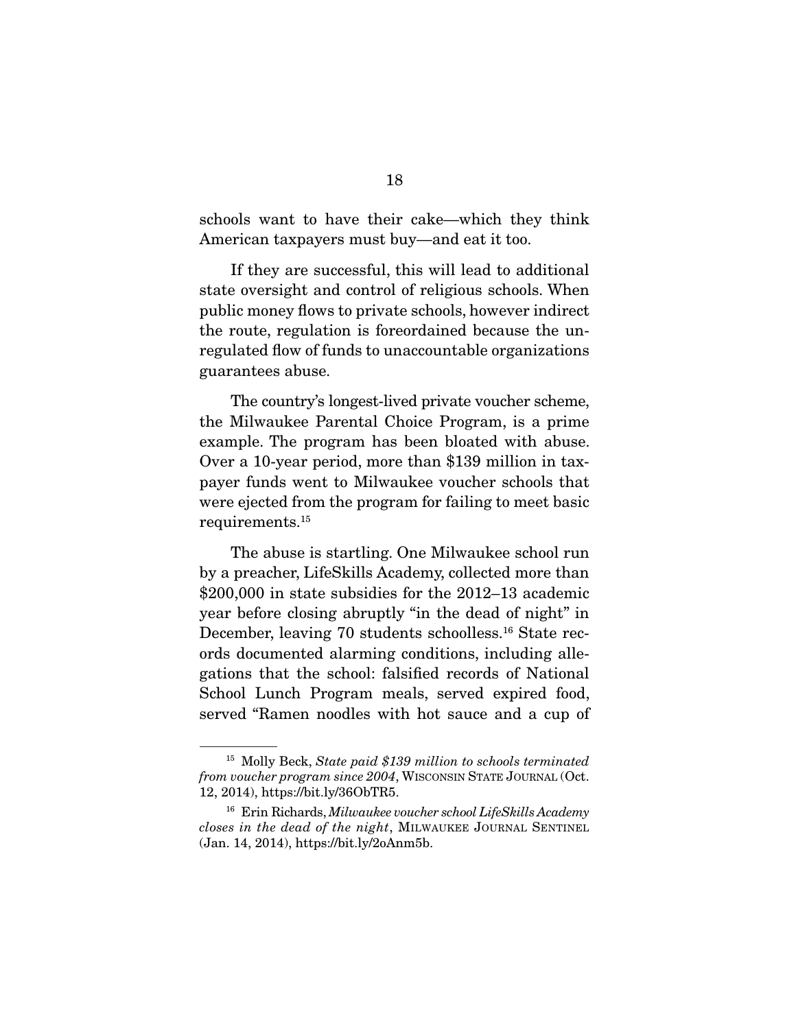schools want to have their cake—which they think American taxpayers must buy—and eat it too.

If they are successful, this will lead to additional state oversight and control of religious schools. When public money flows to private schools, however indirect the route, regulation is foreordained because the unregulated flow of funds to unaccountable organizations guarantees abuse.

The country's longest-lived private voucher scheme, the Milwaukee Parental Choice Program, is a prime example. The program has been bloated with abuse. Over a 10-year period, more than $139 million in taxpayer funds went to Milwaukee voucher schools that were ejected from the program for failing to meet basic requirements.[15]

The abuse is startling. One Milwaukee school run by a preacher, LifeSkills Academy, collected more than $200,000 in state subsidies for the 2012–13 academic year before closing abruptly "in the dead of night" in December, leaving 70 students schoolless.[16] State records documented alarming conditions, including allegations that the school: falsified records of National School Lunch Program meals, served expired food, served "Ramen noodles with hot sauce and a cup of

---

[15] Molly Beck, *State paid $139 million to schools terminated from voucher program since 2004*, WISCONSIN STATE JOURNAL (Oct. 12, 2014), https://bit.ly/36ObTR5.

[16] Erin Richards, *Milwaukee voucher school LifeSkills Academy closes in the dead of the night*, MILWAUKEE JOURNAL SENTINEL (Jan. 14, 2014), https://bit.ly/2oAnm5b.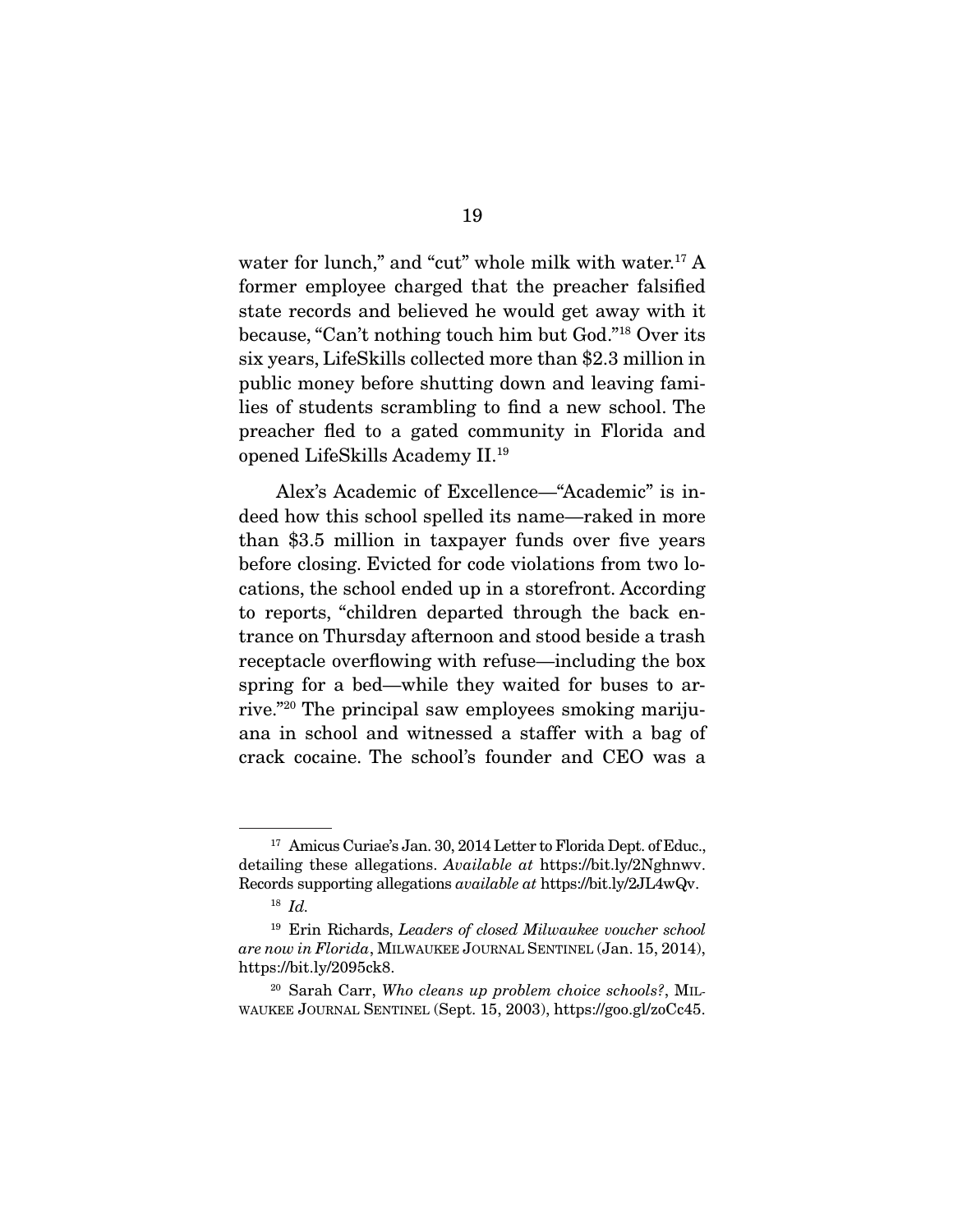water for lunch," and "cut" whole milk with water.[17] A former employee charged that the preacher falsified state records and believed he would get away with it because, "Can't nothing touch him but God."[18] Over its six years, LifeSkills collected more than $2.3 million in public money before shutting down and leaving families of students scrambling to find a new school. The preacher fled to a gated community in Florida and opened LifeSkills Academy II.[19]

Alex's Academic of Excellence—"Academic" is indeed how this school spelled its name—raked in more than $3.5 million in taxpayer funds over five years before closing. Evicted for code violations from two locations, the school ended up in a storefront. According to reports, "children departed through the back entrance on Thursday afternoon and stood beside a trash receptacle overflowing with refuse—including the box spring for a bed—while they waited for buses to arrive."[20] The principal saw employees smoking marijuana in school and witnessed a staffer with a bag of crack cocaine. The school's founder and CEO was a

---

[17] Amicus Curiae's Jan. 30, 2014 Letter to Florida Dept. of Educ., detailing these allegations. *Available at* https://bit.ly/2Nghnwv. Records supporting allegations *available at* https://bit.ly/2JL4wQv.

[18] *Id.*

[19] Erin Richards, *Leaders of closed Milwaukee voucher school are now in Florida*, MILWAUKEE JOURNAL SENTINEL (Jan. 15, 2014), https://bit.ly/2095ck8.

[20] Sarah Carr, *Who cleans up problem choice schools?*, MILWAUKEE JOURNAL SENTINEL (Sept. 15, 2003), https://goo.gl/zoCc45.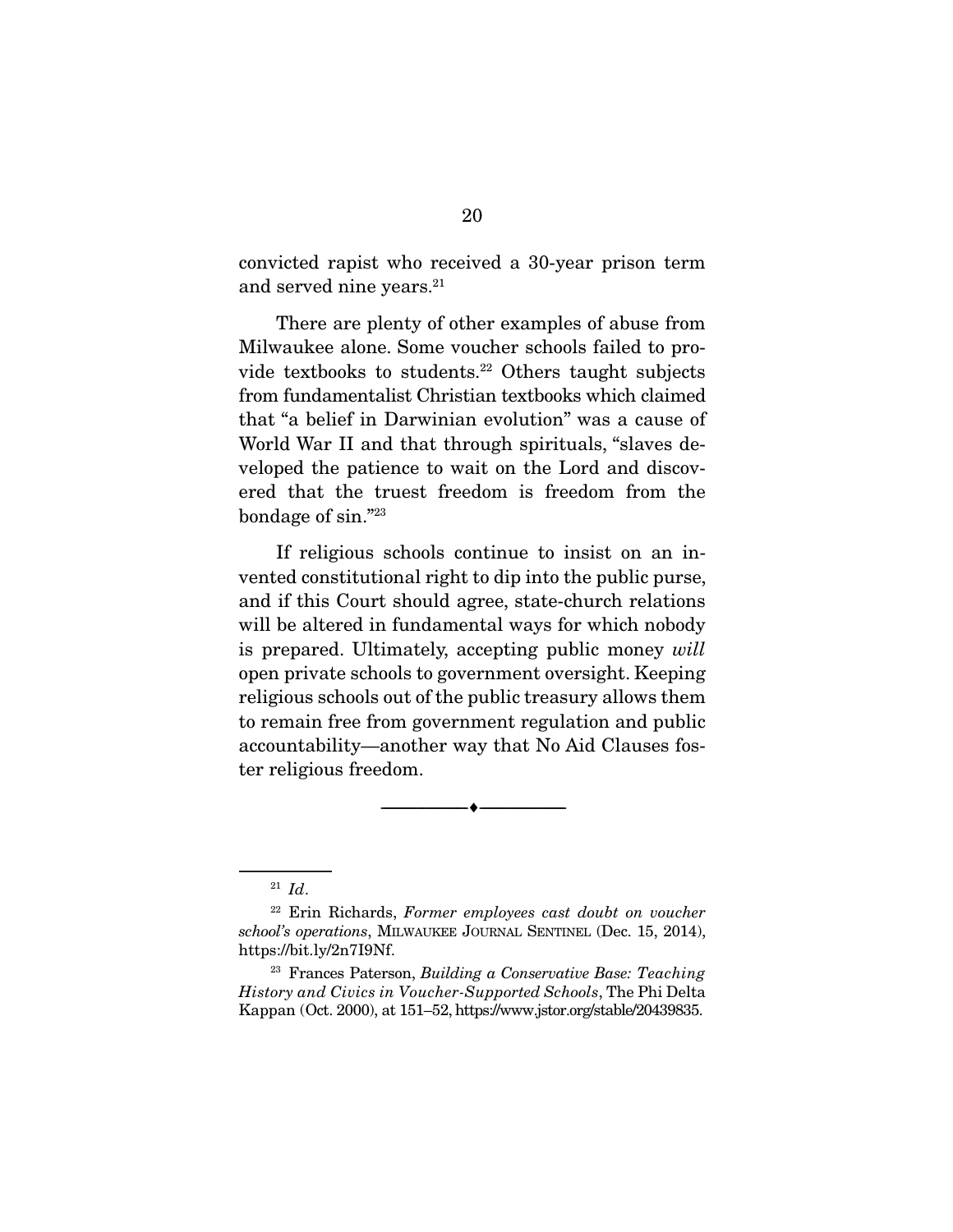convicted rapist who received a 30-year prison term and served nine years.[21]

There are plenty of other examples of abuse from Milwaukee alone. Some voucher schools failed to provide textbooks to students.[22] Others taught subjects from fundamentalist Christian textbooks which claimed that "a belief in Darwinian evolution" was a cause of World War II and that through spirituals, "slaves developed the patience to wait on the Lord and discovered that the truest freedom is freedom from the bondage of sin."[23]

If religious schools continue to insist on an invented constitutional right to dip into the public purse, and if this Court should agree, state-church relations will be altered in fundamental ways for which nobody is prepared. Ultimately, accepting public money *will* open private schools to government oversight. Keeping religious schools out of the public treasury allows them to remain free from government regulation and public accountability—another way that No Aid Clauses foster religious freedom.

---

[21] *Id*.

[22] Erin Richards, *Former employees cast doubt on voucher school's operations*, MILWAUKEE JOURNAL SENTINEL (Dec. 15, 2014), https://bit.ly/2n7I9Nf.

[23] Frances Paterson, *Building a Conservative Base: Teaching History and Civics in Voucher-Supported Schools*, The Phi Delta Kappan (Oct. 2000), at 151–52, https://www.jstor.org/stable/20439835.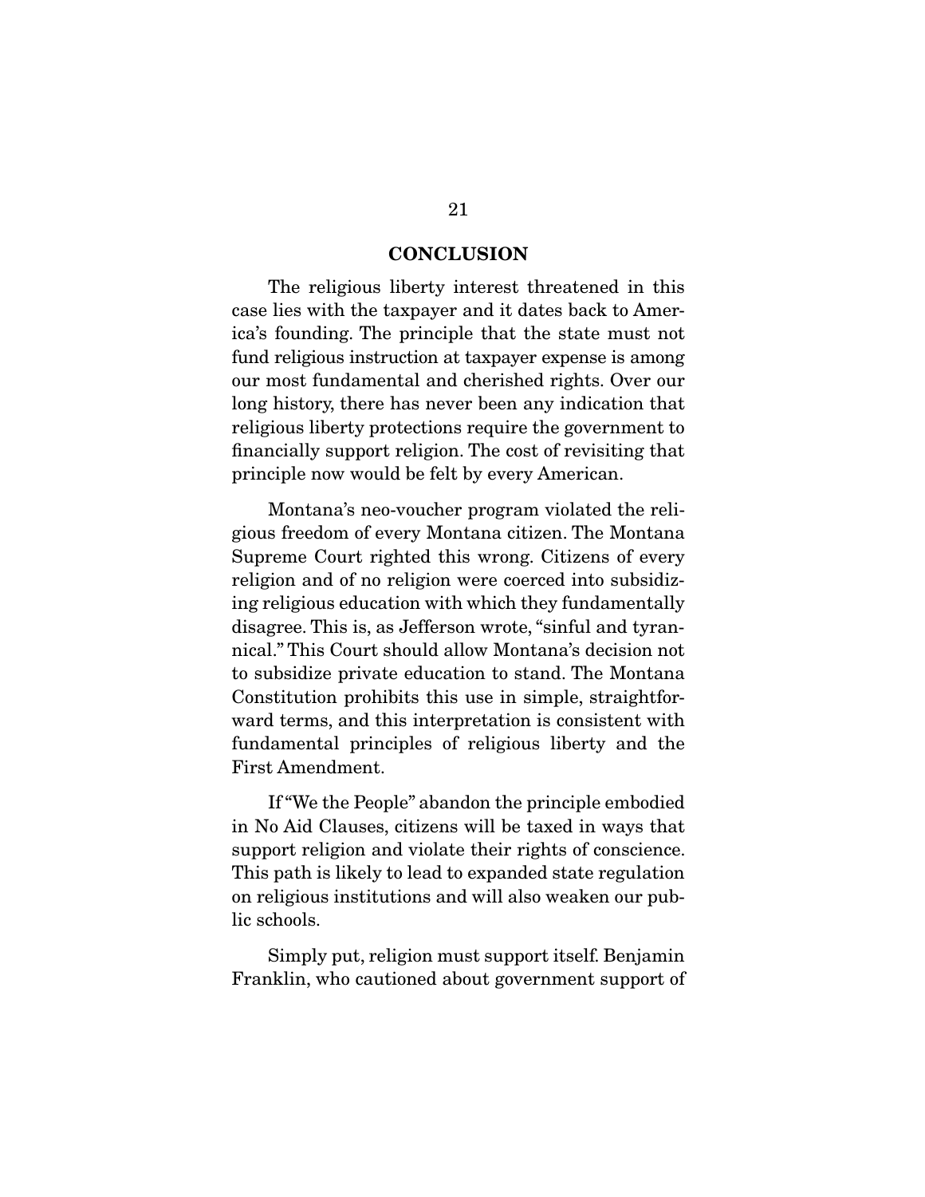## CONCLUSION

The religious liberty interest threatened in this case lies with the taxpayer and it dates back to America's founding. The principle that the state must not fund religious instruction at taxpayer expense is among our most fundamental and cherished rights. Over our long history, there has never been any indication that religious liberty protections require the government to financially support religion. The cost of revisiting that principle now would be felt by every American.

Montana's neo-voucher program violated the religious freedom of every Montana citizen. The Montana Supreme Court righted this wrong. Citizens of every religion and of no religion were coerced into subsidizing religious education with which they fundamentally disagree. This is, as Jefferson wrote, "sinful and tyrannical." This Court should allow Montana's decision not to subsidize private education to stand. The Montana Constitution prohibits this use in simple, straightforward terms, and this interpretation is consistent with fundamental principles of religious liberty and the First Amendment.

If "We the People" abandon the principle embodied in No Aid Clauses, citizens will be taxed in ways that support religion and violate their rights of conscience. This path is likely to lead to expanded state regulation on religious institutions and will also weaken our public schools.

Simply put, religion must support itself. Benjamin Franklin, who cautioned about government support of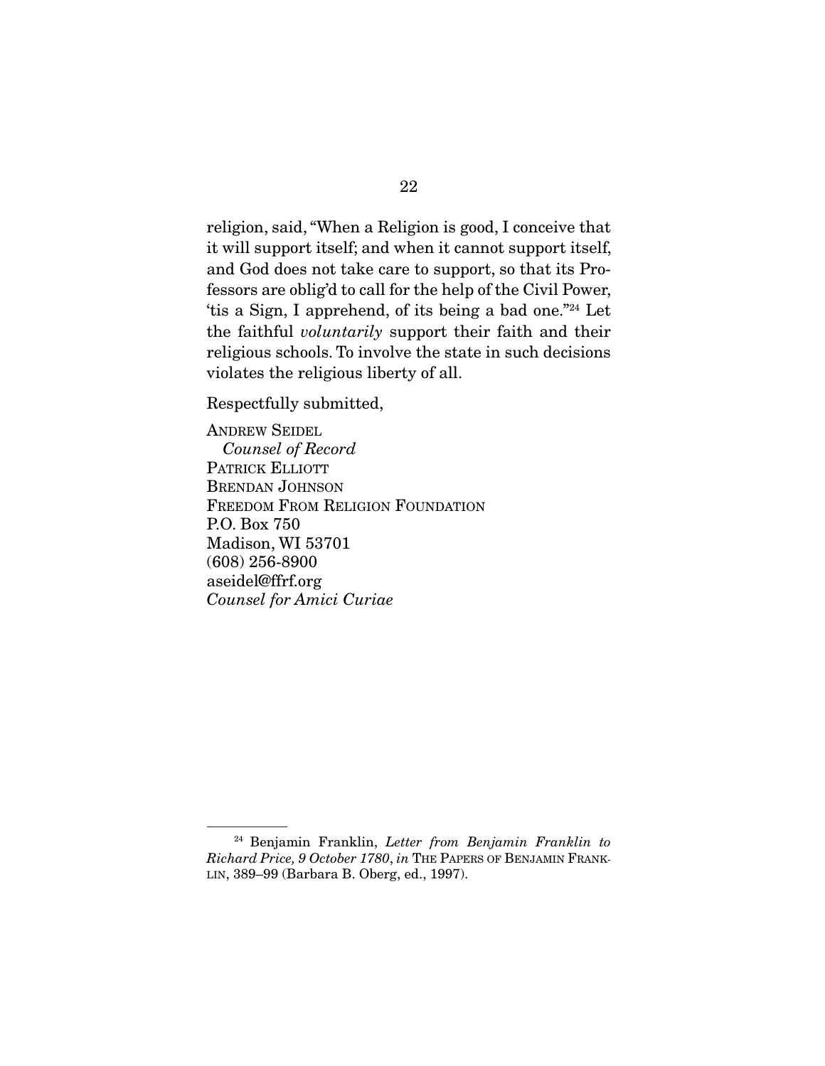religion, said, "When a Religion is good, I conceive that it will support itself; and when it cannot support itself, and God does not take care to support, so that its Professors are oblig'd to call for the help of the Civil Power, 'tis a Sign, I apprehend, of its being a bad one."[24] Let the faithful *voluntarily* support their faith and their religious schools. To involve the state in such decisions violates the religious liberty of all.

Respectfully submitted,

ANDREW SEIDEL
*Counsel of Record*
PATRICK ELLIOTT
BRENDAN JOHNSON
FREEDOM FROM RELIGION FOUNDATION
P.O. Box 750
Madison, WI 53701
(608) 256-8900
aseidel@ffrf.org
*Counsel for Amici Curiae*

---

[24] Benjamin Franklin, *Letter from Benjamin Franklin to Richard Price, 9 October 1780*, *in* THE PAPERS OF BENJAMIN FRANKLIN, 389–99 (Barbara B. Oberg, ed., 1997).